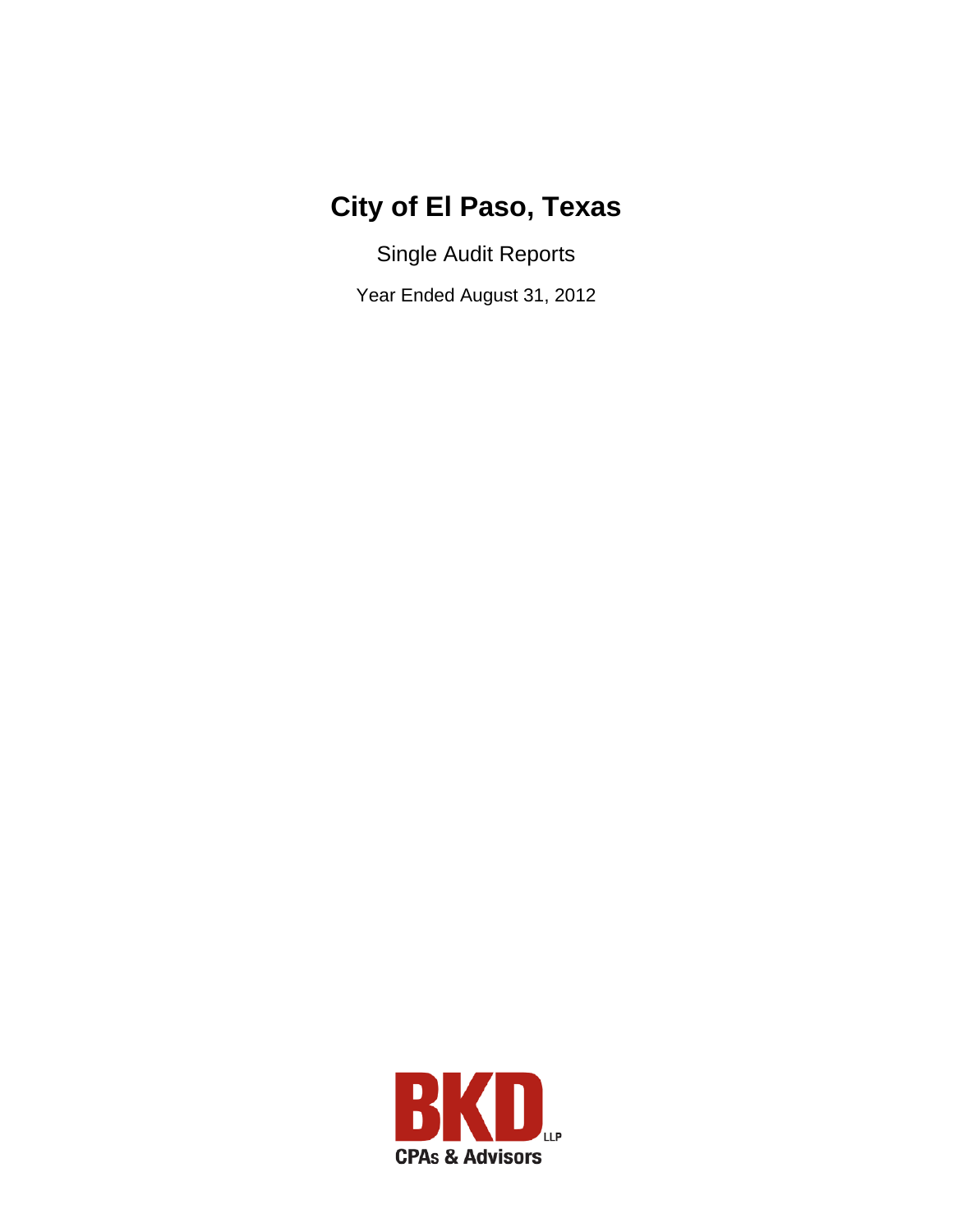# City of El Paso, Texas

Single Audit Reports

Year Ended August 31, 2012

BKD LLP
CPAs & Advisors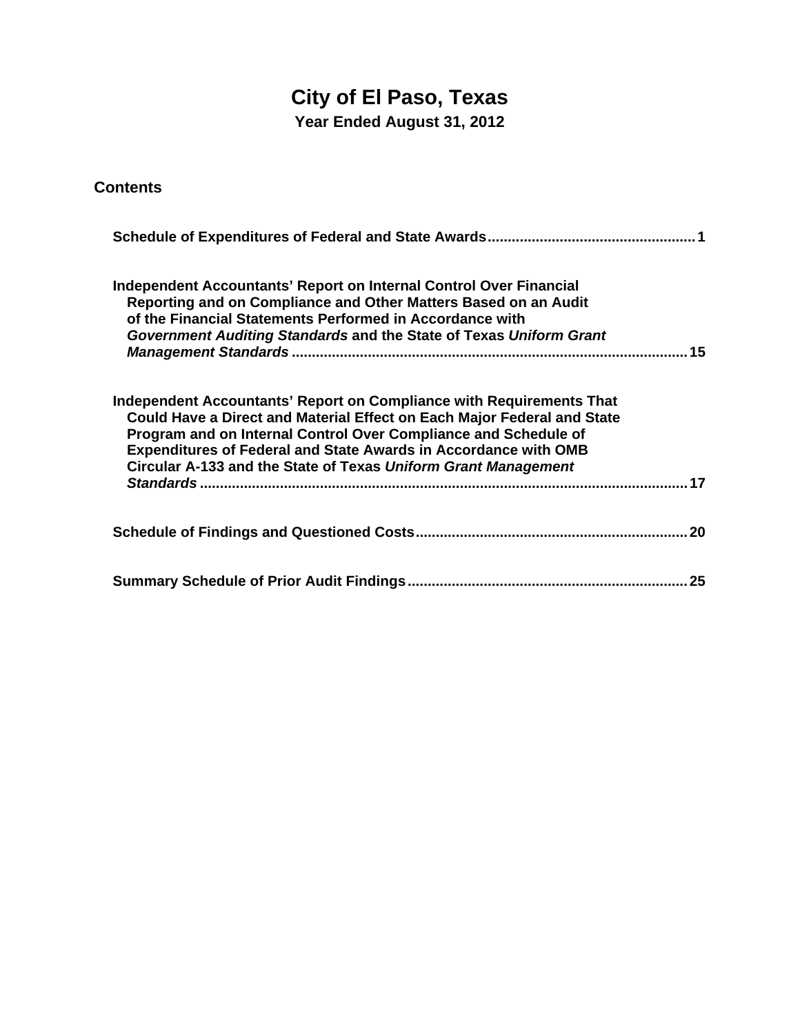# City of El Paso, Texas

**Year Ended August 31, 2012**

## Contents

| | |
|---|---|
| **Schedule of Expenditures of Federal and State Awards** | **1** |
| **Independent Accountants' Report on Internal Control Over Financial Reporting and on Compliance and Other Matters Based on an Audit of the Financial Statements Performed in Accordance with *Government Auditing Standards* and the State of Texas *Uniform Grant Management Standards*** | **15** |
| **Independent Accountants' Report on Compliance with Requirements That Could Have a Direct and Material Effect on Each Major Federal and State Program and on Internal Control Over Compliance and Schedule of Expenditures of Federal and State Awards in Accordance with OMB Circular A-133 and the State of Texas *Uniform Grant Management Standards*** | **17** |
| **Schedule of Findings and Questioned Costs** | **20** |
| **Summary Schedule of Prior Audit Findings** | **25** |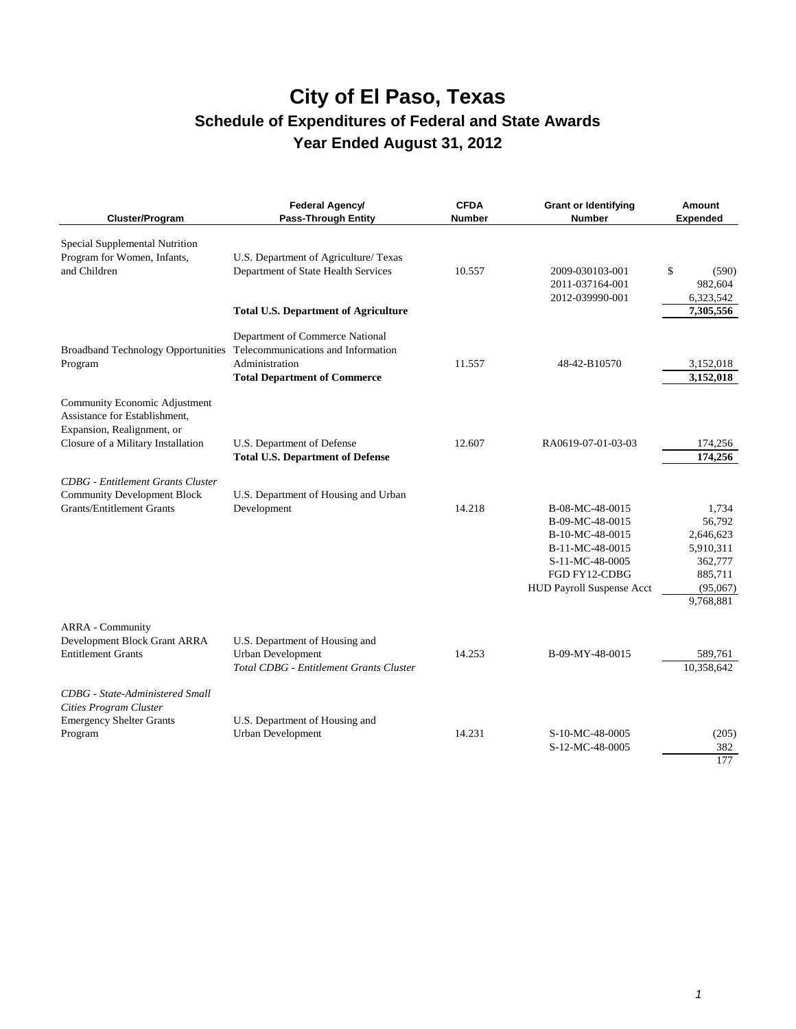# City of El Paso, Texas

## Schedule of Expenditures of Federal and State Awards

## Year Ended August 31, 2012

| Cluster/Program | Federal Agency/ Pass-Through Entity | CFDA Number | Grant or Identifying Number | Amount Expended |
|---|---|---|---|---|
| Special Supplemental Nutrition Program for Women, Infants, and Children | U.S. Department of Agriculture/ Texas Department of State Health Services | 10.557 | 2009-030103-001 | $ (590) |
| | | | 2011-037164-001 | 982,604 |
| | | | 2012-039990-001 | 6,323,542 |
| | **Total U.S. Department of Agriculture** | | | **7,305,556** |
| Broadband Technology Opportunities Program | Department of Commerce National Telecommunications and Information Administration | 11.557 | 48-42-B10570 | 3,152,018 |
| | **Total Department of Commerce** | | | **3,152,018** |
| Community Economic Adjustment Assistance for Establishment, Expansion, Realignment, or Closure of a Military Installation | U.S. Department of Defense | 12.607 | RA0619-07-01-03-03 | 174,256 |
| | **Total U.S. Department of Defense** | | | **174,256** |
| *CDBG - Entitlement Grants Cluster* | | | | |
| Community Development Block Grants/Entitlement Grants | U.S. Department of Housing and Urban Development | 14.218 | B-08-MC-48-0015 | 1,734 |
| | | | B-09-MC-48-0015 | 56,792 |
| | | | B-10-MC-48-0015 | 2,646,623 |
| | | | B-11-MC-48-0015 | 5,910,311 |
| | | | S-11-MC-48-0005 | 362,777 |
| | | | FGD FY12-CDBG | 885,711 |
| | | | HUD Payroll Suspense Acct | (95,067) |
| | | | | 9,768,881 |
| ARRA - Community Development Block Grant ARRA Entitlement Grants | U.S. Department of Housing and Urban Development | 14.253 | B-09-MY-48-0015 | 589,761 |
| | *Total CDBG - Entitlement Grants Cluster* | | | 10,358,642 |
| *CDBG - State-Administered Small Cities Program Cluster* | | | | |
| Emergency Shelter Grants Program | U.S. Department of Housing and Urban Development | 14.231 | S-10-MC-48-0005 | (205) |
| | | | S-12-MC-48-0005 | 382 |
| | | | | 177 |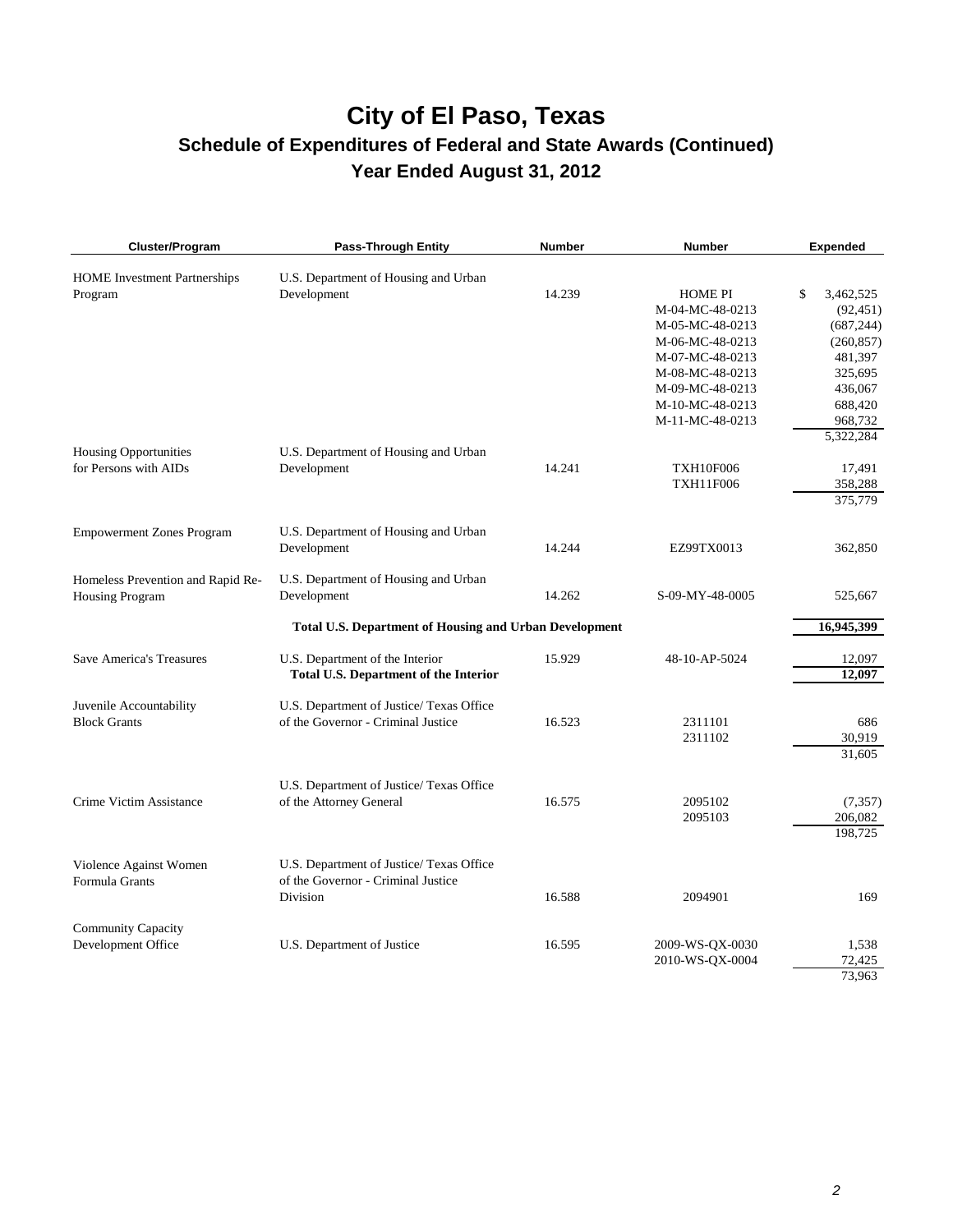# City of El Paso, Texas

## Schedule of Expenditures of Federal and State Awards (Continued)

## Year Ended August 31, 2012

| Cluster/Program | Pass-Through Entity | Number | Number | Expended |
|---|---|---|---|---|
| HOME Investment Partnerships Program | U.S. Department of Housing and Urban Development | 14.239 | HOME PI | $ 3,462,525 |
| | | | M-04-MC-48-0213 | (92,451) |
| | | | M-05-MC-48-0213 | (687,244) |
| | | | M-06-MC-48-0213 | (260,857) |
| | | | M-07-MC-48-0213 | 481,397 |
| | | | M-08-MC-48-0213 | 325,695 |
| | | | M-09-MC-48-0213 | 436,067 |
| | | | M-10-MC-48-0213 | 688,420 |
| | | | M-11-MC-48-0213 | 968,732 |
| | | | | 5,322,284 |
| Housing Opportunities for Persons with AIDs | U.S. Department of Housing and Urban Development | 14.241 | TXH10F006 | 17,491 |
| | | | TXH11F006 | 358,288 |
| | | | | 375,779 |
| Empowerment Zones Program | U.S. Department of Housing and Urban Development | 14.244 | EZ99TX0013 | 362,850 |
| Homeless Prevention and Rapid Re-Housing Program | U.S. Department of Housing and Urban Development | 14.262 | S-09-MY-48-0005 | 525,667 |
| | **Total U.S. Department of Housing and Urban Development** | | | **16,945,399** |
| Save America's Treasures | U.S. Department of the Interior | 15.929 | 48-10-AP-5024 | 12,097 |
| | **Total U.S. Department of the Interior** | | | **12,097** |
| Juvenile Accountability Block Grants | U.S. Department of Justice/ Texas Office of the Governor - Criminal Justice | 16.523 | 2311101 | 686 |
| | | | 2311102 | 30,919 |
| | | | | 31,605 |
| Crime Victim Assistance | U.S. Department of Justice/ Texas Office of the Attorney General | 16.575 | 2095102 | (7,357) |
| | | | 2095103 | 206,082 |
| | | | | 198,725 |
| Violence Against Women Formula Grants | U.S. Department of Justice/ Texas Office of the Governor - Criminal Justice Division | 16.588 | 2094901 | 169 |
| Community Capacity Development Office | U.S. Department of Justice | 16.595 | 2009-WS-QX-0030 | 1,538 |
| | | | 2010-WS-QX-0004 | 72,425 |
| | | | | 73,963 |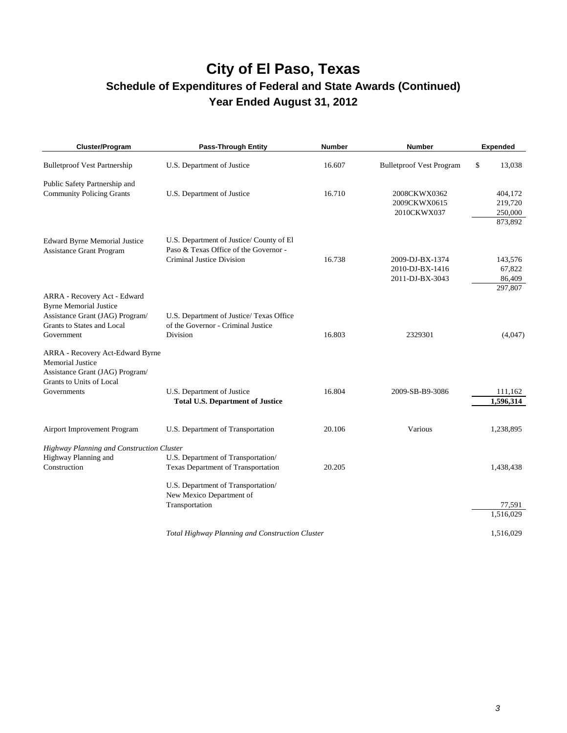# City of El Paso, Texas

## Schedule of Expenditures of Federal and State Awards (Continued)

## Year Ended August 31, 2012

| Cluster/Program | Pass-Through Entity | Number | Number | Expended |
|---|---|---|---|---|
| Bulletproof Vest Partnership | U.S. Department of Justice | 16.607 | Bulletproof Vest Program | $ 13,038 |
| Public Safety Partnership and Community Policing Grants | U.S. Department of Justice | 16.710 | 2008CKWX0362 | 404,172 |
| | | | 2009CKWX0615 | 219,720 |
| | | | 2010CKWX037 | 250,000 |
| | | | | 873,892 |
| Edward Byrne Memorial Justice Assistance Grant Program | U.S. Department of Justice/ County of El Paso & Texas Office of the Governor - Criminal Justice Division | 16.738 | 2009-DJ-BX-1374 | 143,576 |
| | | | 2010-DJ-BX-1416 | 67,822 |
| | | | 2011-DJ-BX-3043 | 86,409 |
| | | | | 297,807 |
| ARRA - Recovery Act - Edward Byrne Memorial Justice Assistance Grant (JAG) Program/ Grants to States and Local Government | U.S. Department of Justice/ Texas Office of the Governor - Criminal Justice Division | 16.803 | 2329301 | (4,047) |
| ARRA - Recovery Act-Edward Byrne Memorial Justice Assistance Grant (JAG) Program/ Grants to Units of Local Governments | U.S. Department of Justice | 16.804 | 2009-SB-B9-3086 | 111,162 |
| | **Total U.S. Department of Justice** | | | **1,596,314** |
| Airport Improvement Program | U.S. Department of Transportation | 20.106 | Various | 1,238,895 |
| *Highway Planning and Construction Cluster* | | | | |
| Highway Planning and Construction | U.S. Department of Transportation/ Texas Department of Transportation | 20.205 | | 1,438,438 |
| | U.S. Department of Transportation/ New Mexico Department of Transportation | | | 77,591 |
| | | | | 1,516,029 |
| | *Total Highway Planning and Construction Cluster* | | | 1,516,029 |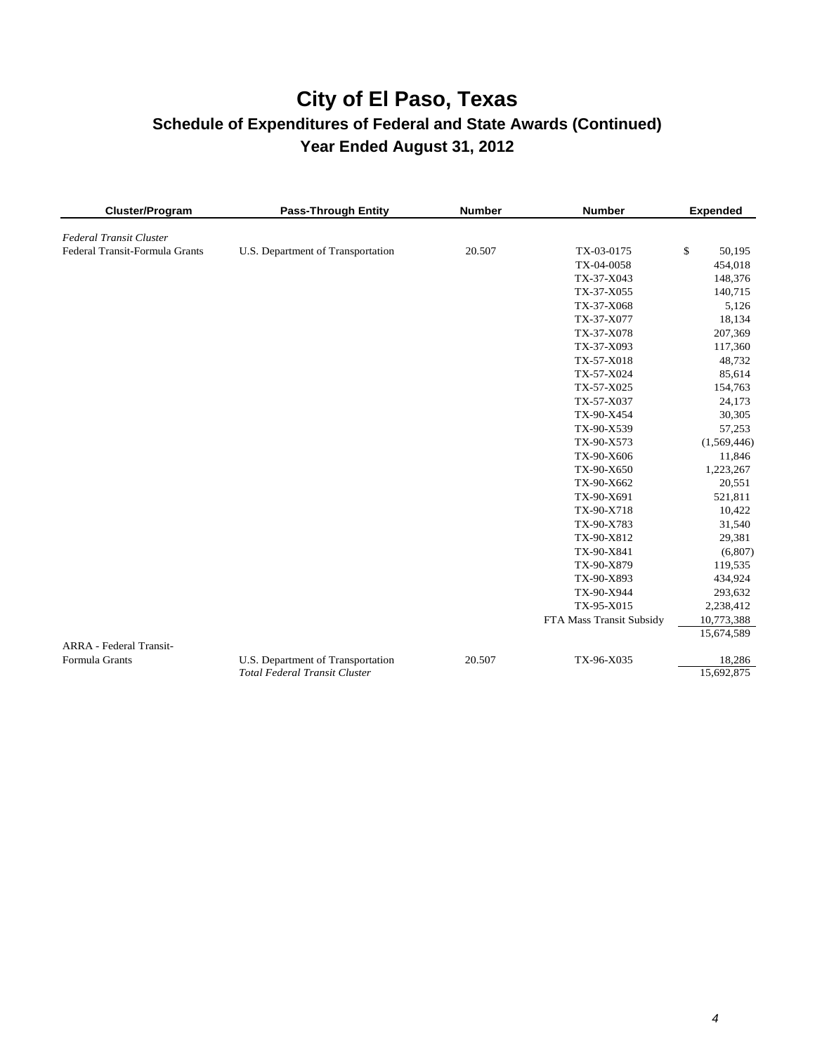# City of El Paso, Texas

## Schedule of Expenditures of Federal and State Awards (Continued)

## Year Ended August 31, 2012

| Cluster/Program | Pass-Through Entity | Number | Number | Expended |
|---|---|---|---|---|
| *Federal Transit Cluster* | | | | |
| Federal Transit-Formula Grants | U.S. Department of Transportation | 20.507 | TX-03-0175 | $ 50,195 |
| | | | TX-04-0058 | 454,018 |
| | | | TX-37-X043 | 148,376 |
| | | | TX-37-X055 | 140,715 |
| | | | TX-37-X068 | 5,126 |
| | | | TX-37-X077 | 18,134 |
| | | | TX-37-X078 | 207,369 |
| | | | TX-37-X093 | 117,360 |
| | | | TX-57-X018 | 48,732 |
| | | | TX-57-X024 | 85,614 |
| | | | TX-57-X025 | 154,763 |
| | | | TX-57-X037 | 24,173 |
| | | | TX-90-X454 | 30,305 |
| | | | TX-90-X539 | 57,253 |
| | | | TX-90-X573 | (1,569,446) |
| | | | TX-90-X606 | 11,846 |
| | | | TX-90-X650 | 1,223,267 |
| | | | TX-90-X662 | 20,551 |
| | | | TX-90-X691 | 521,811 |
| | | | TX-90-X718 | 10,422 |
| | | | TX-90-X783 | 31,540 |
| | | | TX-90-X812 | 29,381 |
| | | | TX-90-X841 | (6,807) |
| | | | TX-90-X879 | 119,535 |
| | | | TX-90-X893 | 434,924 |
| | | | TX-90-X944 | 293,632 |
| | | | TX-95-X015 | 2,238,412 |
| | | | FTA Mass Transit Subsidy | 10,773,388 |
| | | | | 15,674,589 |
| ARRA - Federal Transit-Formula Grants | U.S. Department of Transportation | 20.507 | TX-96-X035 | 18,286 |
| | *Total Federal Transit Cluster* | | | 15,692,875 |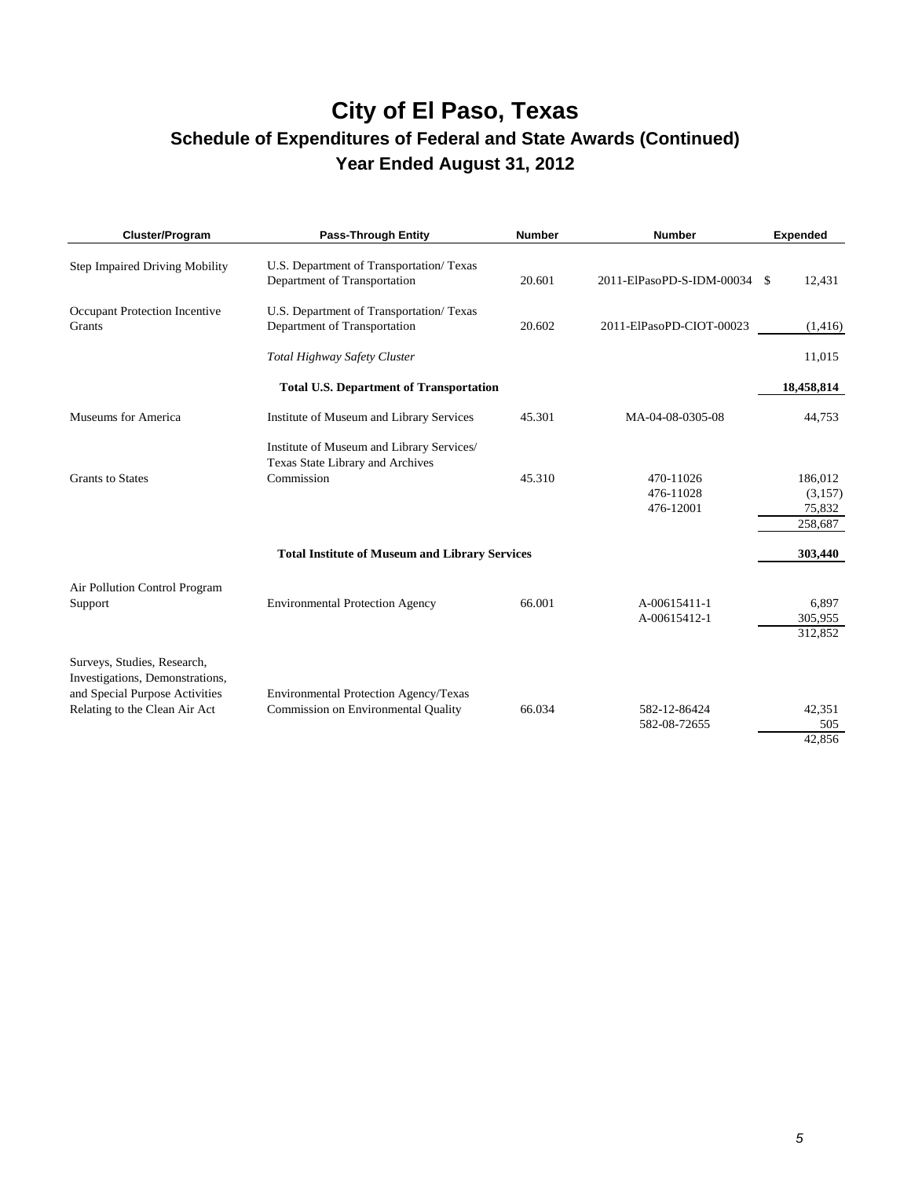# City of El Paso, Texas

## Schedule of Expenditures of Federal and State Awards (Continued)

### Year Ended August 31, 2012

| Cluster/Program | Pass-Through Entity | Number | Number | Expended |
|---|---|---|---|---|
| Step Impaired Driving Mobility | U.S. Department of Transportation/ Texas Department of Transportation | 20.601 | 2011-ElPasoPD-S-IDM-00034 | $ 12,431 |
| Occupant Protection Incentive Grants | U.S. Department of Transportation/ Texas Department of Transportation | 20.602 | 2011-ElPasoPD-CIOT-00023 | (1,416) |
| | *Total Highway Safety Cluster* | | | 11,015 |
| | **Total U.S. Department of Transportation** | | | **18,458,814** |
| Museums for America | Institute of Museum and Library Services | 45.301 | MA-04-08-0305-08 | 44,753 |
| Grants to States | Institute of Museum and Library Services/ Texas State Library and Archives Commission | 45.310 | 470-11026 | 186,012 |
| | | | 476-11028 | (3,157) |
| | | | 476-12001 | 75,832 |
| | | | | 258,687 |
| | **Total Institute of Museum and Library Services** | | | **303,440** |
| Air Pollution Control Program Support | Environmental Protection Agency | 66.001 | A-00615411-1 | 6,897 |
| | | | A-00615412-1 | 305,955 |
| | | | | 312,852 |
| Surveys, Studies, Research, Investigations, Demonstrations, and Special Purpose Activities Relating to the Clean Air Act | Environmental Protection Agency/Texas Commission on Environmental Quality | 66.034 | 582-12-86424 | 42,351 |
| | | | 582-08-72655 | 505 |
| | | | | 42,856 |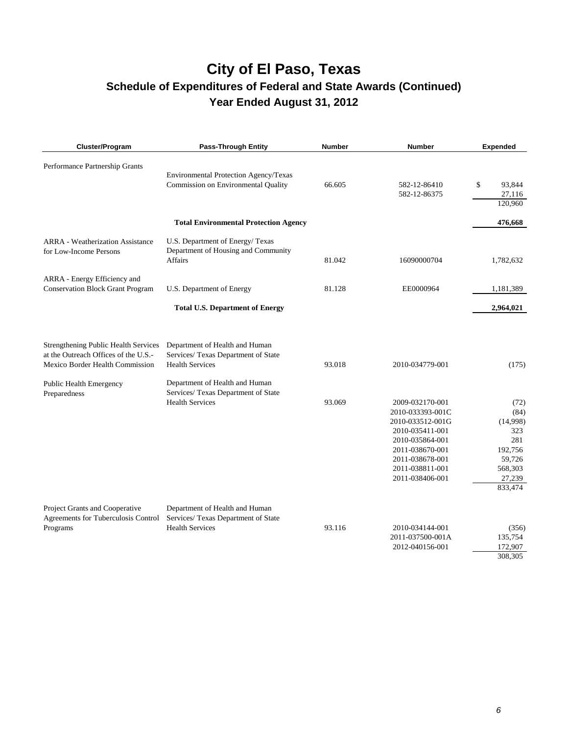# City of El Paso, Texas

## Schedule of Expenditures of Federal and State Awards (Continued)

### Year Ended August 31, 2012

| Cluster/Program | Pass-Through Entity | Number | Number | Expended |
|---|---|---|---|---|
| Performance Partnership Grants | Environmental Protection Agency/Texas Commission on Environmental Quality | 66.605 | 582-12-86410 | $ 93,844 |
| | | | 582-12-86375 | 27,116 |
| | | | | 120,960 |
| | **Total Environmental Protection Agency** | | | **476,668** |
| ARRA - Weatherization Assistance for Low-Income Persons | U.S. Department of Energy/ Texas Department of Housing and Community Affairs | 81.042 | 16090000704 | 1,782,632 |
| ARRA - Energy Efficiency and Conservation Block Grant Program | U.S. Department of Energy | 81.128 | EE0000964 | 1,181,389 |
| | **Total U.S. Department of Energy** | | | **2,964,021** |
| Strengthening Public Health Services at the Outreach Offices of the U.S.-Mexico Border Health Commission | Department of Health and Human Services/ Texas Department of State Health Services | 93.018 | 2010-034779-001 | (175) |
| Public Health Emergency Preparedness | Department of Health and Human Services/ Texas Department of State Health Services | 93.069 | 2009-032170-001 | (72) |
| | | | 2010-033393-001C | (84) |
| | | | 2010-033512-001G | (14,998) |
| | | | 2010-035411-001 | 323 |
| | | | 2010-035864-001 | 281 |
| | | | 2011-038670-001 | 192,756 |
| | | | 2011-038678-001 | 59,726 |
| | | | 2011-038811-001 | 568,303 |
| | | | 2011-038406-001 | 27,239 |
| | | | | 833,474 |
| Project Grants and Cooperative Agreements for Tuberculosis Control Programs | Department of Health and Human Services/ Texas Department of State Health Services | 93.116 | 2010-034144-001 | (356) |
| | | | 2011-037500-001A | 135,754 |
| | | | 2012-040156-001 | 172,907 |
| | | | | 308,305 |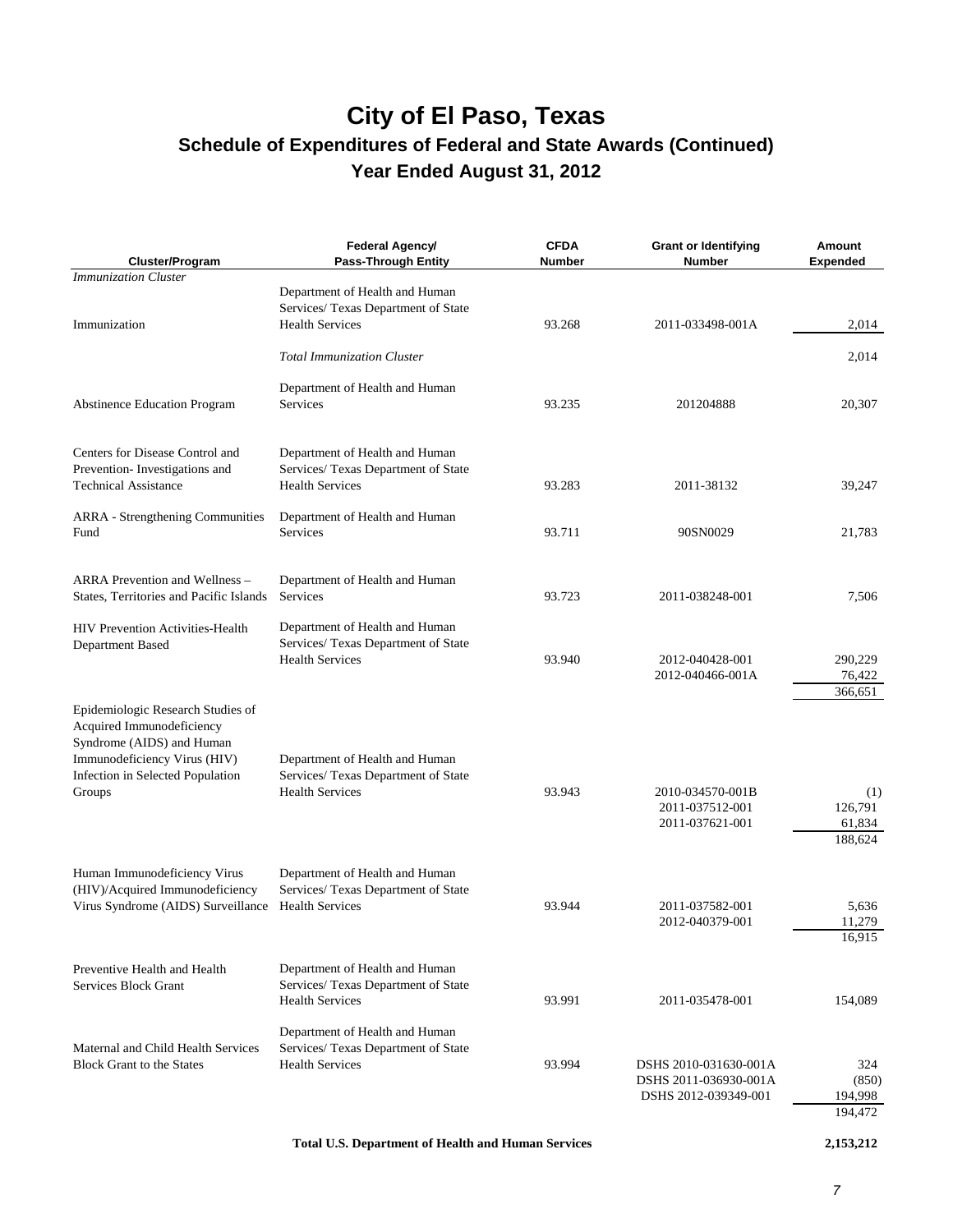# City of El Paso, Texas

## Schedule of Expenditures of Federal and State Awards (Continued)

## Year Ended August 31, 2012

| Cluster/Program | Federal Agency/ Pass-Through Entity | CFDA Number | Grant or Identifying Number | Amount Expended |
|---|---|---|---|---|
| *Immunization Cluster* | | | | |
| Immunization | Department of Health and Human Services/ Texas Department of State Health Services | 93.268 | 2011-033498-001A | 2,014 |
| | *Total Immunization Cluster* | | | 2,014 |
| Abstinence Education Program | Department of Health and Human Services | 93.235 | 201204888 | 20,307 |
| Centers for Disease Control and Prevention- Investigations and Technical Assistance | Department of Health and Human Services/ Texas Department of State Health Services | 93.283 | 2011-38132 | 39,247 |
| ARRA - Strengthening Communities Fund | Department of Health and Human Services | 93.711 | 90SN0029 | 21,783 |
| ARRA Prevention and Wellness – States, Territories and Pacific Islands | Department of Health and Human Services | 93.723 | 2011-038248-001 | 7,506 |
| HIV Prevention Activities-Health Department Based | Department of Health and Human Services/ Texas Department of State Health Services | 93.940 | 2012-040428-001 | 290,229 |
| | | | 2012-040466-001A | 76,422 |
| | | | | 366,651 |
| Epidemiologic Research Studies of Acquired Immunodeficiency Syndrome (AIDS) and Human Immunodeficiency Virus (HIV) Infection in Selected Population Groups | Department of Health and Human Services/ Texas Department of State Health Services | 93.943 | 2010-034570-001B | (1) |
| | | | 2011-037512-001 | 126,791 |
| | | | 2011-037621-001 | 61,834 |
| | | | | 188,624 |
| Human Immunodeficiency Virus (HIV)/Acquired Immunodeficiency Virus Syndrome (AIDS) Surveillance | Department of Health and Human Services/ Texas Department of State Health Services | 93.944 | 2011-037582-001 | 5,636 |
| | | | 2012-040379-001 | 11,279 |
| | | | | 16,915 |
| Preventive Health and Health Services Block Grant | Department of Health and Human Services/ Texas Department of State Health Services | 93.991 | 2011-035478-001 | 154,089 |
| Maternal and Child Health Services Block Grant to the States | Department of Health and Human Services/ Texas Department of State Health Services | 93.994 | DSHS 2010-031630-001A | 324 |
| | | | DSHS 2011-036930-001A | (850) |
| | | | DSHS 2012-039349-001 | 194,998 |
| | | | | 194,472 |
| | **Total U.S. Department of Health and Human Services** | | | **2,153,212** |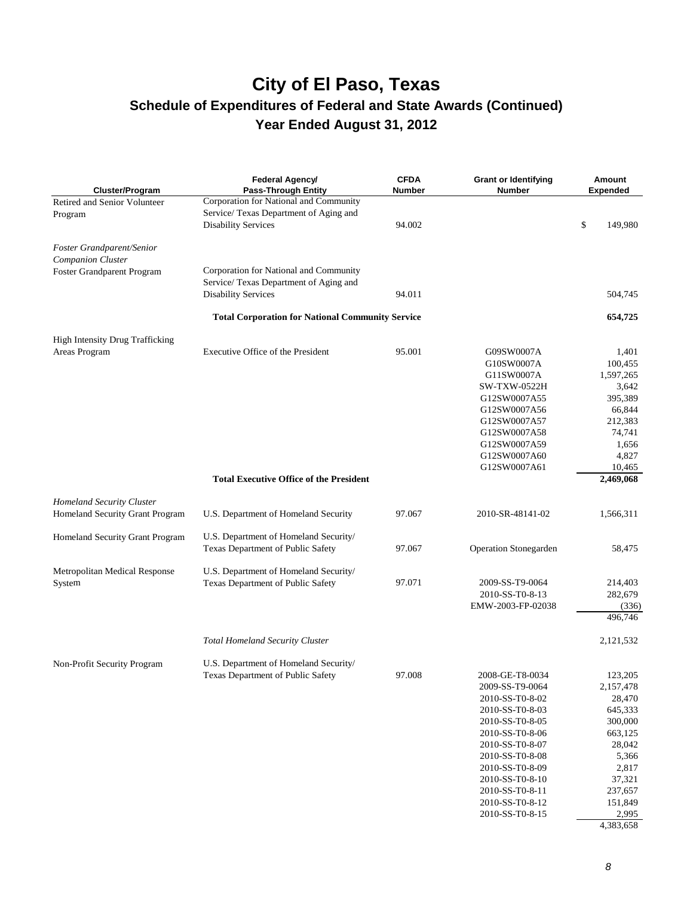# City of El Paso, Texas

## Schedule of Expenditures of Federal and State Awards (Continued)

## Year Ended August 31, 2012

| Cluster/Program | Federal Agency/ Pass-Through Entity | CFDA Number | Grant or Identifying Number | Amount Expended |
|---|---|---|---|---|
| Retired and Senior Volunteer Program | Corporation for National and Community Service/ Texas Department of Aging and Disability Services | 94.002 | | $ 149,980 |
| *Foster Grandparent/Senior Companion Cluster* | | | | |
| Foster Grandparent Program | Corporation for National and Community Service/ Texas Department of Aging and Disability Services | 94.011 | | 504,745 |
| | **Total Corporation for National Community Service** | | | **654,725** |
| High Intensity Drug Trafficking Areas Program | Executive Office of the President | 95.001 | G09SW0007A | 1,401 |
| | | | G10SW0007A | 100,455 |
| | | | G11SW0007A | 1,597,265 |
| | | | SW-TXW-0522H | 3,642 |
| | | | G12SW0007A55 | 395,389 |
| | | | G12SW0007A56 | 66,844 |
| | | | G12SW0007A57 | 212,383 |
| | | | G12SW0007A58 | 74,741 |
| | | | G12SW0007A59 | 1,656 |
| | | | G12SW0007A60 | 4,827 |
| | | | G12SW0007A61 | 10,465 |
| | **Total Executive Office of the President** | | | **2,469,068** |
| *Homeland Security Cluster* | | | | |
| Homeland Security Grant Program | U.S. Department of Homeland Security | 97.067 | 2010-SR-48141-02 | 1,566,311 |
| Homeland Security Grant Program | U.S. Department of Homeland Security/ Texas Department of Public Safety | 97.067 | Operation Stonegarden | 58,475 |
| Metropolitan Medical Response System | U.S. Department of Homeland Security/ Texas Department of Public Safety | 97.071 | 2009-SS-T9-0064 | 214,403 |
| | | | 2010-SS-T0-8-13 | 282,679 |
| | | | EMW-2003-FP-02038 | (336) |
| | | | | 496,746 |
| | *Total Homeland Security Cluster* | | | 2,121,532 |
| Non-Profit Security Program | U.S. Department of Homeland Security/ Texas Department of Public Safety | 97.008 | 2008-GE-T8-0034 | 123,205 |
| | | | 2009-SS-T9-0064 | 2,157,478 |
| | | | 2010-SS-T0-8-02 | 28,470 |
| | | | 2010-SS-T0-8-03 | 645,333 |
| | | | 2010-SS-T0-8-05 | 300,000 |
| | | | 2010-SS-T0-8-06 | 663,125 |
| | | | 2010-SS-T0-8-07 | 28,042 |
| | | | 2010-SS-T0-8-08 | 5,366 |
| | | | 2010-SS-T0-8-09 | 2,817 |
| | | | 2010-SS-T0-8-10 | 37,321 |
| | | | 2010-SS-T0-8-11 | 237,657 |
| | | | 2010-SS-T0-8-12 | 151,849 |
| | | | 2010-SS-T0-8-15 | 2,995 |
| | | | | 4,383,658 |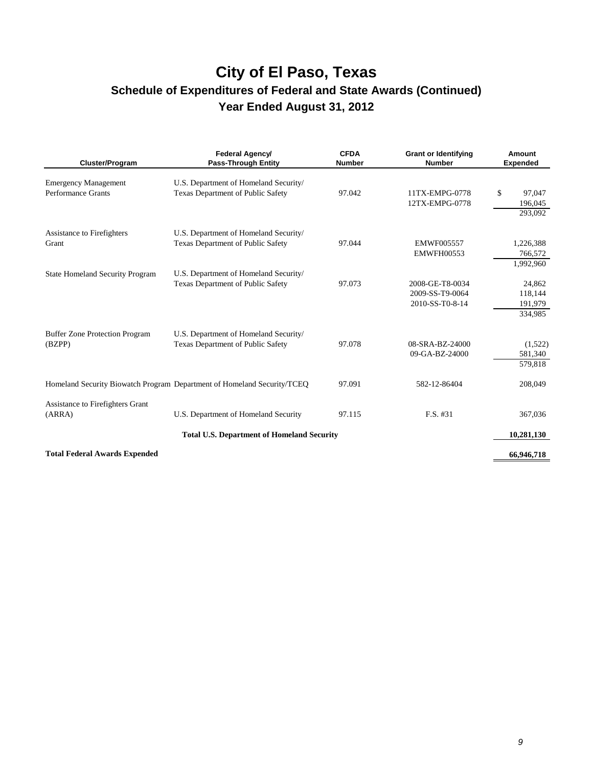# City of El Paso, Texas

## Schedule of Expenditures of Federal and State Awards (Continued)

## Year Ended August 31, 2012

| Cluster/Program | Federal Agency/ Pass-Through Entity | CFDA Number | Grant or Identifying Number | Amount Expended |
|---|---|---|---|---|
| Emergency Management Performance Grants | U.S. Department of Homeland Security/ Texas Department of Public Safety | 97.042 | 11TX-EMPG-0778 | $ 97,047 |
| | | | 12TX-EMPG-0778 | 196,045 |
| | | | | 293,092 |
| Assistance to Firefighters Grant | U.S. Department of Homeland Security/ Texas Department of Public Safety | 97.044 | EMWF005557 | 1,226,388 |
| | | | EMWFH00553 | 766,572 |
| | | | | 1,992,960 |
| State Homeland Security Program | U.S. Department of Homeland Security/ Texas Department of Public Safety | 97.073 | 2008-GE-T8-0034 | 24,862 |
| | | | 2009-SS-T9-0064 | 118,144 |
| | | | 2010-SS-T0-8-14 | 191,979 |
| | | | | 334,985 |
| Buffer Zone Protection Program (BZPP) | U.S. Department of Homeland Security/ Texas Department of Public Safety | 97.078 | 08-SRA-BZ-24000 | (1,522) |
| | | | 09-GA-BZ-24000 | 581,340 |
| | | | | 579,818 |
| Homeland Security Biowatch Program | Department of Homeland Security/TCEQ | 97.091 | 582-12-86404 | 208,049 |
| Assistance to Firefighters Grant (ARRA) | U.S. Department of Homeland Security | 97.115 | F.S. #31 | 367,036 |
| | **Total U.S. Department of Homeland Security** | | | **10,281,130** |
| **Total Federal Awards Expended** | | | | **66,946,718** |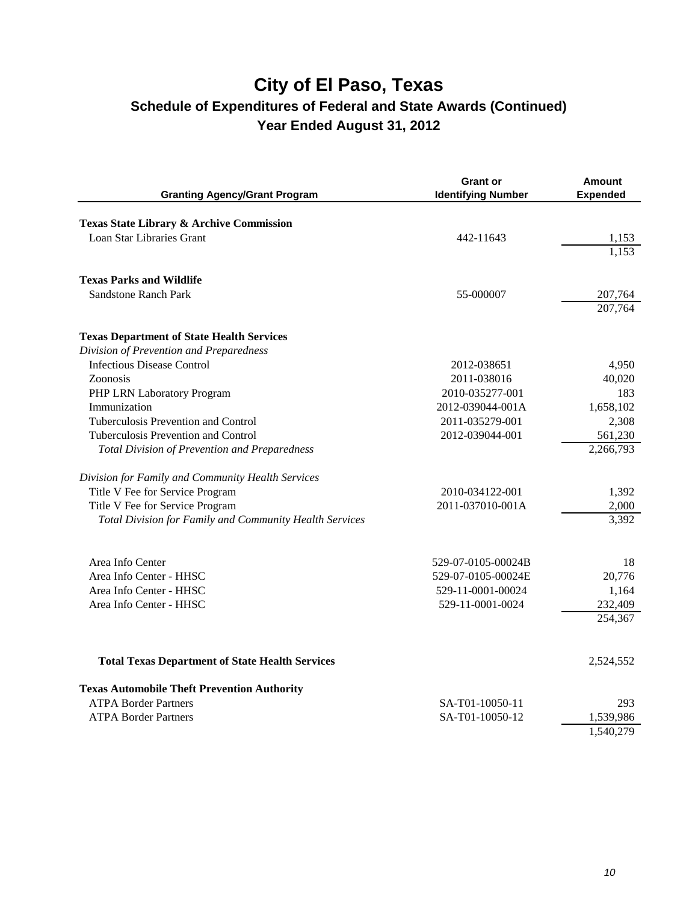# City of El Paso, Texas

## Schedule of Expenditures of Federal and State Awards (Continued)

### Year Ended August 31, 2012

| Granting Agency/Grant Program | Grant or Identifying Number | Amount Expended |
|---|---|---|
| **Texas State Library & Archive Commission** | | |
| Loan Star Libraries Grant | 442-11643 | 1,153 |
| | | 1,153 |
| **Texas Parks and Wildlife** | | |
| Sandstone Ranch Park | 55-000007 | 207,764 |
| | | 207,764 |
| **Texas Department of State Health Services** | | |
| *Division of Prevention and Preparedness* | | |
| Infectious Disease Control | 2012-038651 | 4,950 |
| Zoonosis | 2011-038016 | 40,020 |
| PHP LRN Laboratory Program | 2010-035277-001 | 183 |
| Immunization | 2012-039044-001A | 1,658,102 |
| Tuberculosis Prevention and Control | 2011-035279-001 | 2,308 |
| Tuberculosis Prevention and Control | 2012-039044-001 | 561,230 |
| *Total Division of Prevention and Preparedness* | | 2,266,793 |
| *Division for Family and Community Health Services* | | |
| Title V Fee for Service Program | 2010-034122-001 | 1,392 |
| Title V Fee for Service Program | 2011-037010-001A | 2,000 |
| *Total Division for Family and Community Health Services* | | 3,392 |
| Area Info Center | 529-07-0105-00024B | 18 |
| Area Info Center - HHSC | 529-07-0105-00024E | 20,776 |
| Area Info Center - HHSC | 529-11-0001-00024 | 1,164 |
| Area Info Center - HHSC | 529-11-0001-0024 | 232,409 |
| | | 254,367 |
| **Total Texas Department of State Health Services** | | 2,524,552 |
| **Texas Automobile Theft Prevention Authority** | | |
| ATPA Border Partners | SA-T01-10050-11 | 293 |
| ATPA Border Partners | SA-T01-10050-12 | 1,539,986 |
| | | 1,540,279 |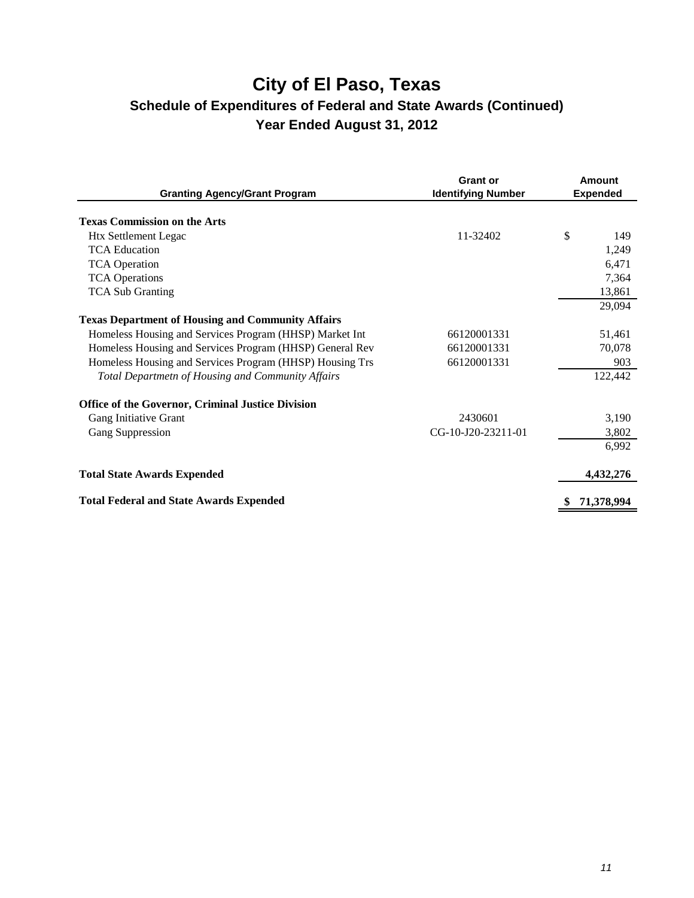# City of El Paso, Texas

## Schedule of Expenditures of Federal and State Awards (Continued)

### Year Ended August 31, 2012

| Granting Agency/Grant Program | Grant or Identifying Number | Amount Expended |
|---|---|---|
| **Texas Commission on the Arts** | | |
| Htx Settlement Legac | 11-32402 | $ 149 |
| TCA Education | | 1,249 |
| TCA Operation | | 6,471 |
| TCA Operations | | 7,364 |
| TCA Sub Granting | | 13,861 |
| | | 29,094 |
| **Texas Department of Housing and Community Affairs** | | |
| Homeless Housing and Services Program (HHSP) Market Int | 66120001331 | 51,461 |
| Homeless Housing and Services Program (HHSP) General Rev | 66120001331 | 70,078 |
| Homeless Housing and Services Program (HHSP) Housing Trs | 66120001331 | 903 |
| *Total Departmetn of Housing and Community Affairs* | | 122,442 |
| **Office of the Governor, Criminal Justice Division** | | |
| Gang Initiative Grant | 2430601 | 3,190 |
| Gang Suppression | CG-10-J20-23211-01 | 3,802 |
| | | 6,992 |
| **Total State Awards Expended** | | **4,432,276** |
| **Total Federal and State Awards Expended** | | **$ 71,378,994** |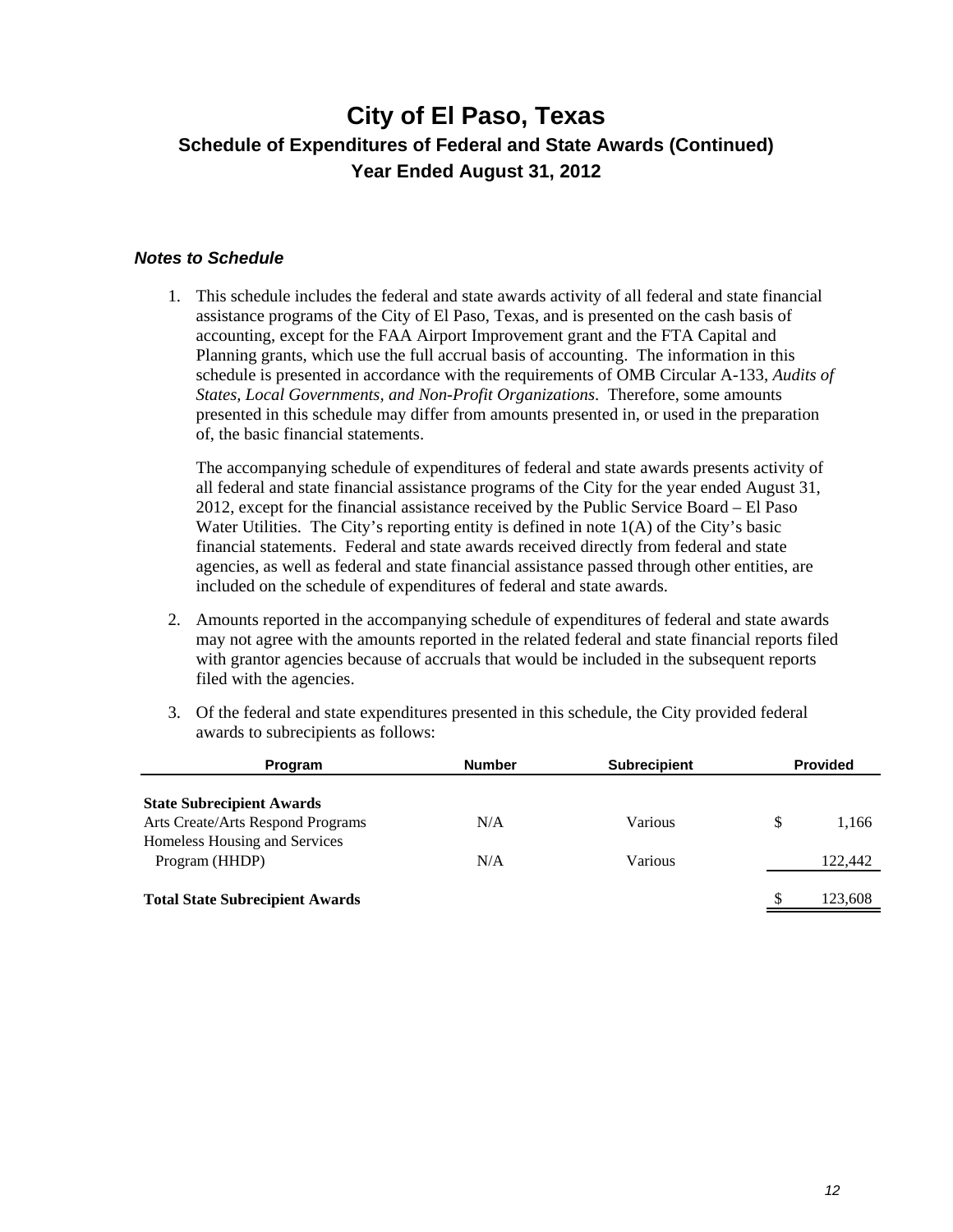# City of El Paso, Texas

## Schedule of Expenditures of Federal and State Awards (Continued)

## Year Ended August 31, 2012

### *Notes to Schedule*

1. This schedule includes the federal and state awards activity of all federal and state financial assistance programs of the City of El Paso, Texas, and is presented on the cash basis of accounting, except for the FAA Airport Improvement grant and the FTA Capital and Planning grants, which use the full accrual basis of accounting. The information in this schedule is presented in accordance with the requirements of OMB Circular A-133, *Audits of States, Local Governments, and Non-Profit Organizations*. Therefore, some amounts presented in this schedule may differ from amounts presented in, or used in the preparation of, the basic financial statements.

   The accompanying schedule of expenditures of federal and state awards presents activity of all federal and state financial assistance programs of the City for the year ended August 31, 2012, except for the financial assistance received by the Public Service Board – El Paso Water Utilities. The City's reporting entity is defined in note 1(A) of the City's basic financial statements. Federal and state awards received directly from federal and state agencies, as well as federal and state financial assistance passed through other entities, are included on the schedule of expenditures of federal and state awards.

2. Amounts reported in the accompanying schedule of expenditures of federal and state awards may not agree with the amounts reported in the related federal and state financial reports filed with grantor agencies because of accruals that would be included in the subsequent reports filed with the agencies.

3. Of the federal and state expenditures presented in this schedule, the City provided federal awards to subrecipients as follows:

| Program | Number | Subrecipient | Provided |
|---|---|---|---|
| **State Subrecipient Awards** | | | |
| Arts Create/Arts Respond Programs | N/A | Various | $ 1,166 |
| Homeless Housing and Services Program (HHDP) | N/A | Various | 122,442 |
| **Total State Subrecipient Awards** | | | $ 123,608 |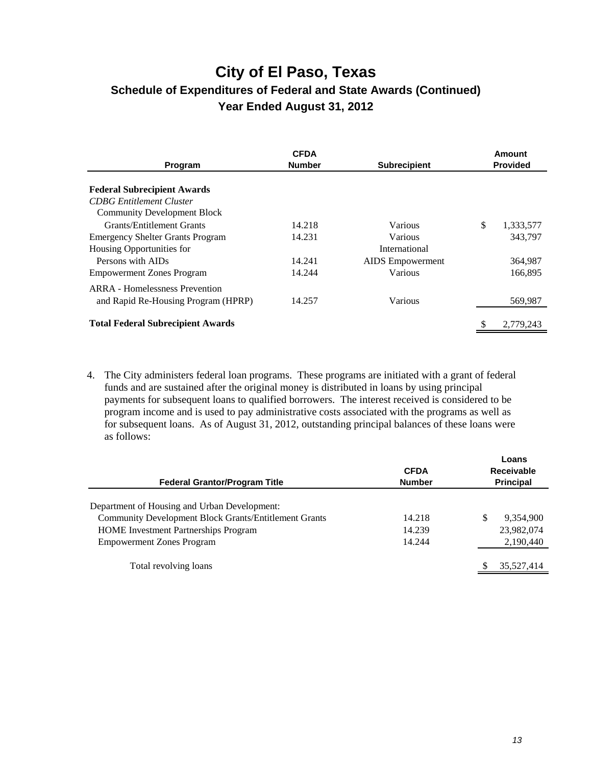# City of El Paso, Texas

## Schedule of Expenditures of Federal and State Awards (Continued)

## Year Ended August 31, 2012

| Program | CFDA Number | Subrecipient | Amount Provided |
|---|---|---|---|
| **Federal Subrecipient Awards** | | | |
| *CDBG Entitlement Cluster* | | | |
| Community Development Block Grants/Entitlement Grants | 14.218 | Various | $ 1,333,577 |
| Emergency Shelter Grants Program | 14.231 | Various | 343,797 |
| Housing Opportunities for Persons with AIDs | 14.241 | International AIDS Empowerment | 364,987 |
| Empowerment Zones Program | 14.244 | Various | 166,895 |
| ARRA - Homelessness Prevention and Rapid Re-Housing Program (HPRP) | 14.257 | Various | 569,987 |
| **Total Federal Subrecipient Awards** | | | $ 2,779,243 |

4. The City administers federal loan programs. These programs are initiated with a grant of federal funds and are sustained after the original money is distributed in loans by using principal payments for subsequent loans to qualified borrowers. The interest received is considered to be program income and is used to pay administrative costs associated with the programs as well as for subsequent loans. As of August 31, 2012, outstanding principal balances of these loans were as follows:

| Federal Grantor/Program Title | CFDA Number | Loans Receivable Principal |
|---|---|---|
| Department of Housing and Urban Development: | | |
| Community Development Block Grants/Entitlement Grants | 14.218 | $ 9,354,900 |
| HOME Investment Partnerships Program | 14.239 | 23,982,074 |
| Empowerment Zones Program | 14.244 | 2,190,440 |
| Total revolving loans | | $ 35,527,414 |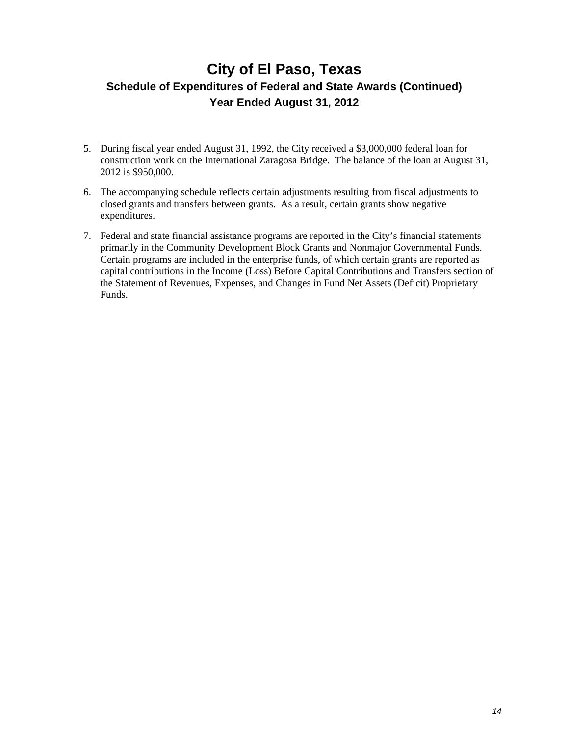# City of El Paso, Texas

## Schedule of Expenditures of Federal and State Awards (Continued)

## Year Ended August 31, 2012

5. During fiscal year ended August 31, 1992, the City received a $3,000,000 federal loan for construction work on the International Zaragosa Bridge. The balance of the loan at August 31, 2012 is $950,000.

6. The accompanying schedule reflects certain adjustments resulting from fiscal adjustments to closed grants and transfers between grants. As a result, certain grants show negative expenditures.

7. Federal and state financial assistance programs are reported in the City's financial statements primarily in the Community Development Block Grants and Nonmajor Governmental Funds. Certain programs are included in the enterprise funds, of which certain grants are reported as capital contributions in the Income (Loss) Before Capital Contributions and Transfers section of the Statement of Revenues, Expenses, and Changes in Fund Net Assets (Deficit) Proprietary Funds.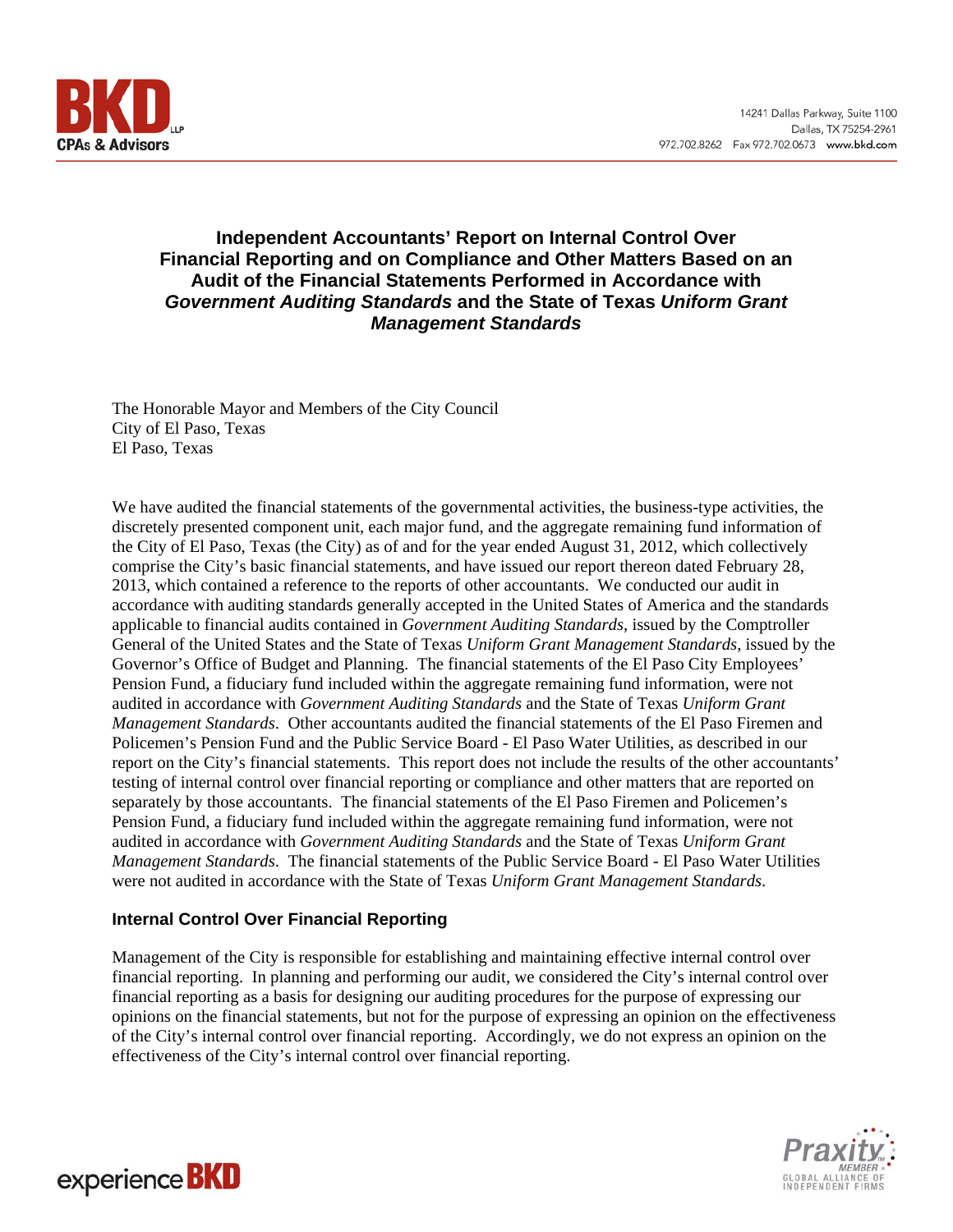# Independent Accountants' Report on Internal Control Over Financial Reporting and on Compliance and Other Matters Based on an Audit of the Financial Statements Performed in Accordance with *Government Auditing Standards* and the State of Texas *Uniform Grant Management Standards*

The Honorable Mayor and Members of the City Council
City of El Paso, Texas
El Paso, Texas

We have audited the financial statements of the governmental activities, the business-type activities, the discretely presented component unit, each major fund, and the aggregate remaining fund information of the City of El Paso, Texas (the City) as of and for the year ended August 31, 2012, which collectively comprise the City's basic financial statements, and have issued our report thereon dated February 28, 2013, which contained a reference to the reports of other accountants. We conducted our audit in accordance with auditing standards generally accepted in the United States of America and the standards applicable to financial audits contained in *Government Auditing Standards*, issued by the Comptroller General of the United States and the State of Texas *Uniform Grant Management Standards*, issued by the Governor's Office of Budget and Planning. The financial statements of the El Paso City Employees' Pension Fund, a fiduciary fund included within the aggregate remaining fund information, were not audited in accordance with *Government Auditing Standards* and the State of Texas *Uniform Grant Management Standards*. Other accountants audited the financial statements of the El Paso Firemen and Policemen's Pension Fund and the Public Service Board - El Paso Water Utilities, as described in our report on the City's financial statements. This report does not include the results of the other accountants' testing of internal control over financial reporting or compliance and other matters that are reported on separately by those accountants. The financial statements of the El Paso Firemen and Policemen's Pension Fund, a fiduciary fund included within the aggregate remaining fund information, were not audited in accordance with *Government Auditing Standards* and the State of Texas *Uniform Grant Management Standards*. The financial statements of the Public Service Board - El Paso Water Utilities were not audited in accordance with the State of Texas *Uniform Grant Management Standards*.

## Internal Control Over Financial Reporting

Management of the City is responsible for establishing and maintaining effective internal control over financial reporting. In planning and performing our audit, we considered the City's internal control over financial reporting as a basis for designing our auditing procedures for the purpose of expressing our opinions on the financial statements, but not for the purpose of expressing an opinion on the effectiveness of the City's internal control over financial reporting. Accordingly, we do not express an opinion on the effectiveness of the City's internal control over financial reporting.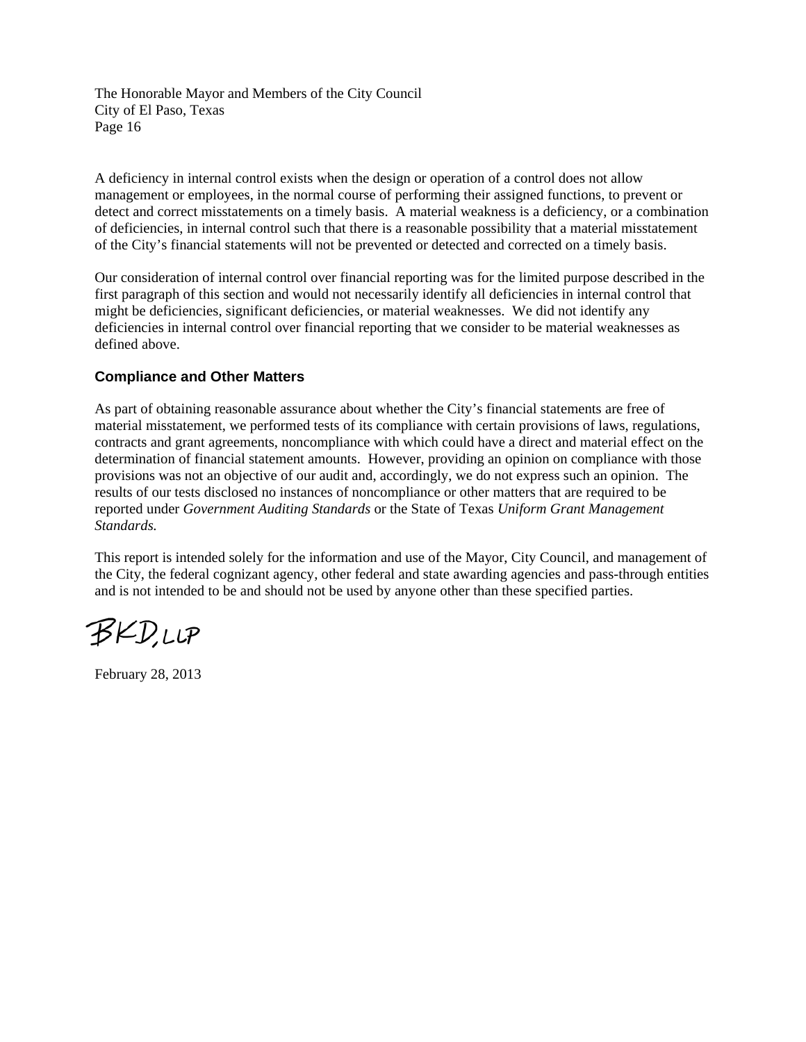A deficiency in internal control exists when the design or operation of a control does not allow management or employees, in the normal course of performing their assigned functions, to prevent or detect and correct misstatements on a timely basis. A material weakness is a deficiency, or a combination of deficiencies, in internal control such that there is a reasonable possibility that a material misstatement of the City's financial statements will not be prevented or detected and corrected on a timely basis.

Our consideration of internal control over financial reporting was for the limited purpose described in the first paragraph of this section and would not necessarily identify all deficiencies in internal control that might be deficiencies, significant deficiencies, or material weaknesses. We did not identify any deficiencies in internal control over financial reporting that we consider to be material weaknesses as defined above.

### Compliance and Other Matters

As part of obtaining reasonable assurance about whether the City's financial statements are free of material misstatement, we performed tests of its compliance with certain provisions of laws, regulations, contracts and grant agreements, noncompliance with which could have a direct and material effect on the determination of financial statement amounts. However, providing an opinion on compliance with those provisions was not an objective of our audit and, accordingly, we do not express such an opinion. The results of our tests disclosed no instances of noncompliance or other matters that are required to be reported under *Government Auditing Standards* or the State of Texas *Uniform Grant Management Standards.*

This report is intended solely for the information and use of the Mayor, City Council, and management of the City, the federal cognizant agency, other federal and state awarding agencies and pass-through entities and is not intended to be and should not be used by anyone other than these specified parties.

BKD, LLP

February 28, 2013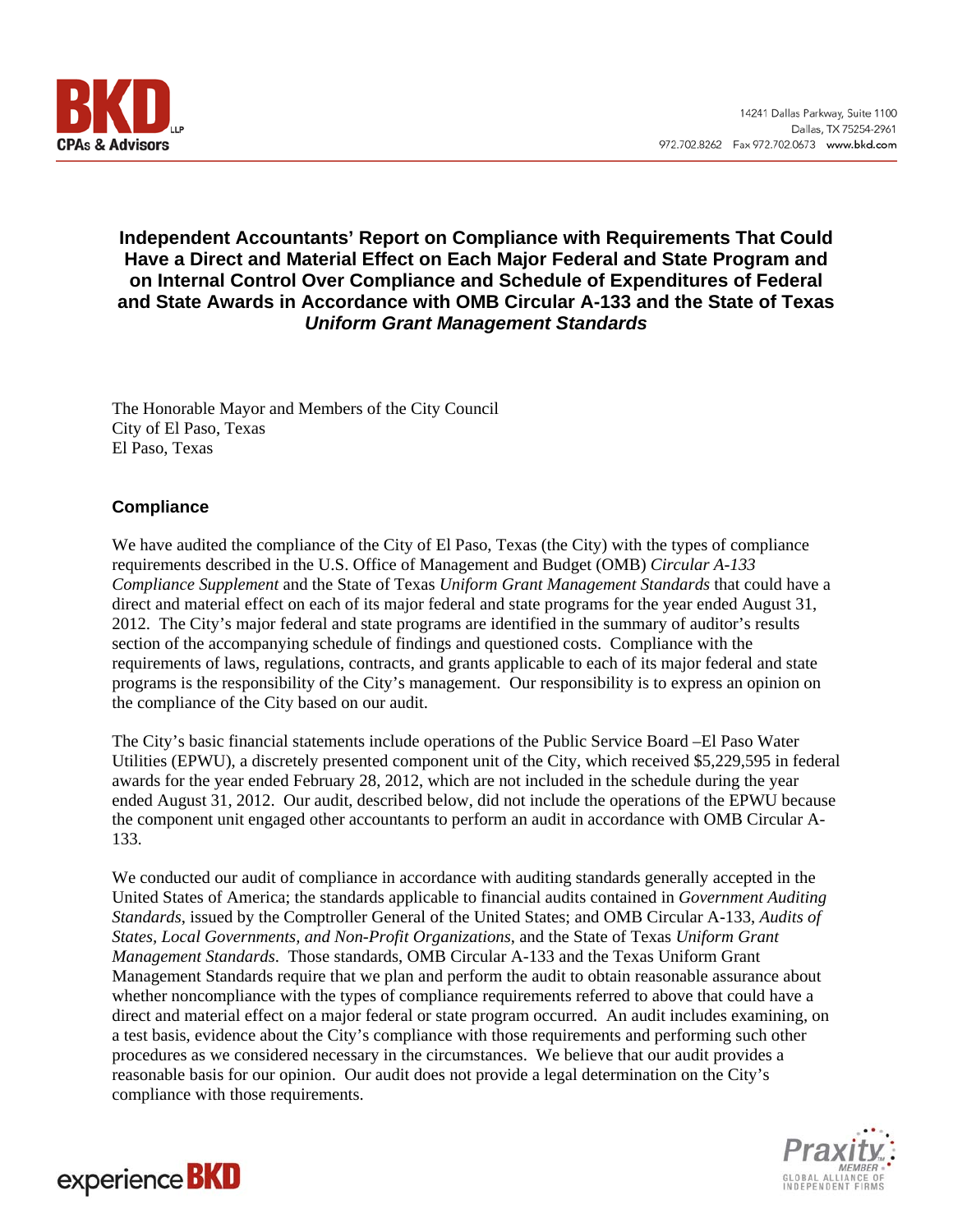# Independent Accountants' Report on Compliance with Requirements That Could Have a Direct and Material Effect on Each Major Federal and State Program and on Internal Control Over Compliance and Schedule of Expenditures of Federal and State Awards in Accordance with OMB Circular A-133 and the State of Texas *Uniform Grant Management Standards*

The Honorable Mayor and Members of the City Council
City of El Paso, Texas
El Paso, Texas

## Compliance

We have audited the compliance of the City of El Paso, Texas (the City) with the types of compliance requirements described in the U.S. Office of Management and Budget (OMB) *Circular A-133 Compliance Supplement* and the State of Texas *Uniform Grant Management Standards* that could have a direct and material effect on each of its major federal and state programs for the year ended August 31, 2012. The City's major federal and state programs are identified in the summary of auditor's results section of the accompanying schedule of findings and questioned costs. Compliance with the requirements of laws, regulations, contracts, and grants applicable to each of its major federal and state programs is the responsibility of the City's management. Our responsibility is to express an opinion on the compliance of the City based on our audit.

The City's basic financial statements include operations of the Public Service Board –El Paso Water Utilities (EPWU), a discretely presented component unit of the City, which received $5,229,595 in federal awards for the year ended February 28, 2012, which are not included in the schedule during the year ended August 31, 2012. Our audit, described below, did not include the operations of the EPWU because the component unit engaged other accountants to perform an audit in accordance with OMB Circular A-133.

We conducted our audit of compliance in accordance with auditing standards generally accepted in the United States of America; the standards applicable to financial audits contained in *Government Auditing Standards*, issued by the Comptroller General of the United States; and OMB Circular A-133, *Audits of States, Local Governments, and Non-Profit Organizations*, and the State of Texas *Uniform Grant Management Standards*. Those standards, OMB Circular A-133 and the Texas Uniform Grant Management Standards require that we plan and perform the audit to obtain reasonable assurance about whether noncompliance with the types of compliance requirements referred to above that could have a direct and material effect on a major federal or state program occurred. An audit includes examining, on a test basis, evidence about the City's compliance with those requirements and performing such other procedures as we considered necessary in the circumstances. We believe that our audit provides a reasonable basis for our opinion. Our audit does not provide a legal determination on the City's compliance with those requirements.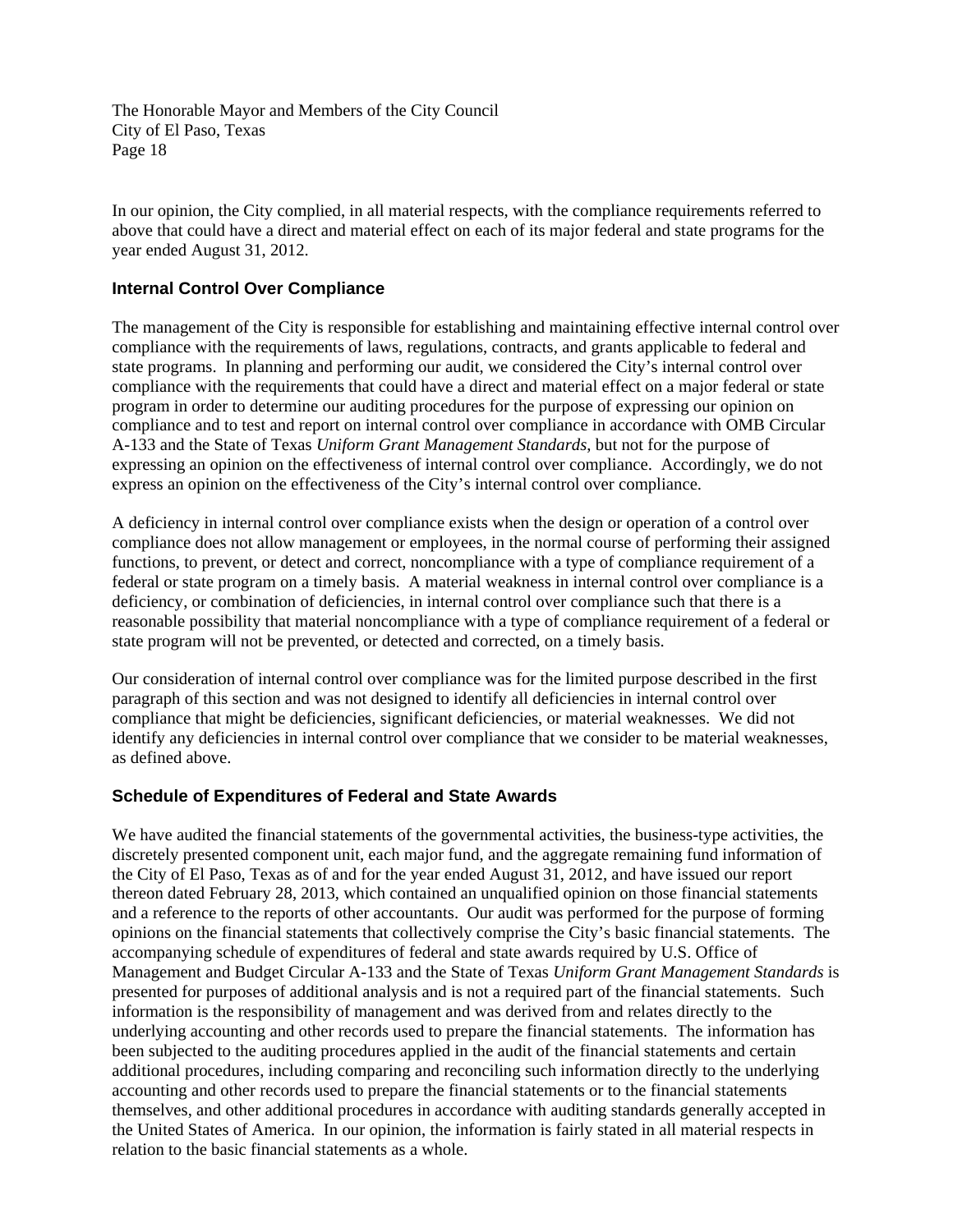In our opinion, the City complied, in all material respects, with the compliance requirements referred to above that could have a direct and material effect on each of its major federal and state programs for the year ended August 31, 2012.

## Internal Control Over Compliance

The management of the City is responsible for establishing and maintaining effective internal control over compliance with the requirements of laws, regulations, contracts, and grants applicable to federal and state programs. In planning and performing our audit, we considered the City's internal control over compliance with the requirements that could have a direct and material effect on a major federal or state program in order to determine our auditing procedures for the purpose of expressing our opinion on compliance and to test and report on internal control over compliance in accordance with OMB Circular A-133 and the State of Texas *Uniform Grant Management Standards*, but not for the purpose of expressing an opinion on the effectiveness of internal control over compliance. Accordingly, we do not express an opinion on the effectiveness of the City's internal control over compliance.

A deficiency in internal control over compliance exists when the design or operation of a control over compliance does not allow management or employees, in the normal course of performing their assigned functions, to prevent, or detect and correct, noncompliance with a type of compliance requirement of a federal or state program on a timely basis. A material weakness in internal control over compliance is a deficiency, or combination of deficiencies, in internal control over compliance such that there is a reasonable possibility that material noncompliance with a type of compliance requirement of a federal or state program will not be prevented, or detected and corrected, on a timely basis.

Our consideration of internal control over compliance was for the limited purpose described in the first paragraph of this section and was not designed to identify all deficiencies in internal control over compliance that might be deficiencies, significant deficiencies, or material weaknesses. We did not identify any deficiencies in internal control over compliance that we consider to be material weaknesses, as defined above.

## Schedule of Expenditures of Federal and State Awards

We have audited the financial statements of the governmental activities, the business-type activities, the discretely presented component unit, each major fund, and the aggregate remaining fund information of the City of El Paso, Texas as of and for the year ended August 31, 2012, and have issued our report thereon dated February 28, 2013, which contained an unqualified opinion on those financial statements and a reference to the reports of other accountants. Our audit was performed for the purpose of forming opinions on the financial statements that collectively comprise the City's basic financial statements. The accompanying schedule of expenditures of federal and state awards required by U.S. Office of Management and Budget Circular A-133 and the State of Texas *Uniform Grant Management Standards* is presented for purposes of additional analysis and is not a required part of the financial statements. Such information is the responsibility of management and was derived from and relates directly to the underlying accounting and other records used to prepare the financial statements. The information has been subjected to the auditing procedures applied in the audit of the financial statements and certain additional procedures, including comparing and reconciling such information directly to the underlying accounting and other records used to prepare the financial statements or to the financial statements themselves, and other additional procedures in accordance with auditing standards generally accepted in the United States of America. In our opinion, the information is fairly stated in all material respects in relation to the basic financial statements as a whole.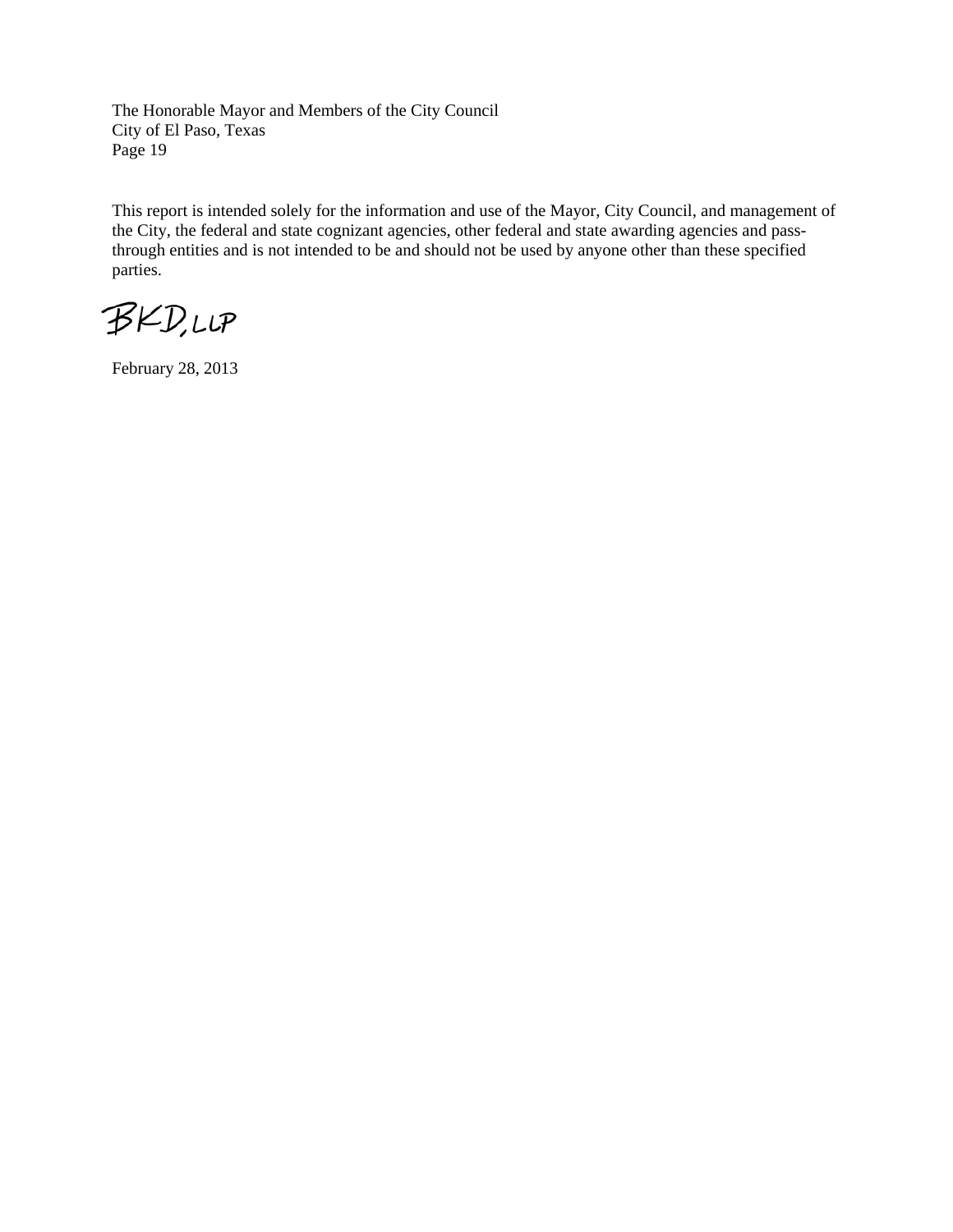This report is intended solely for the information and use of the Mayor, City Council, and management of the City, the federal and state cognizant agencies, other federal and state awarding agencies and pass-through entities and is not intended to be and should not be used by anyone other than these specified parties.

BKD, LLP

February 28, 2013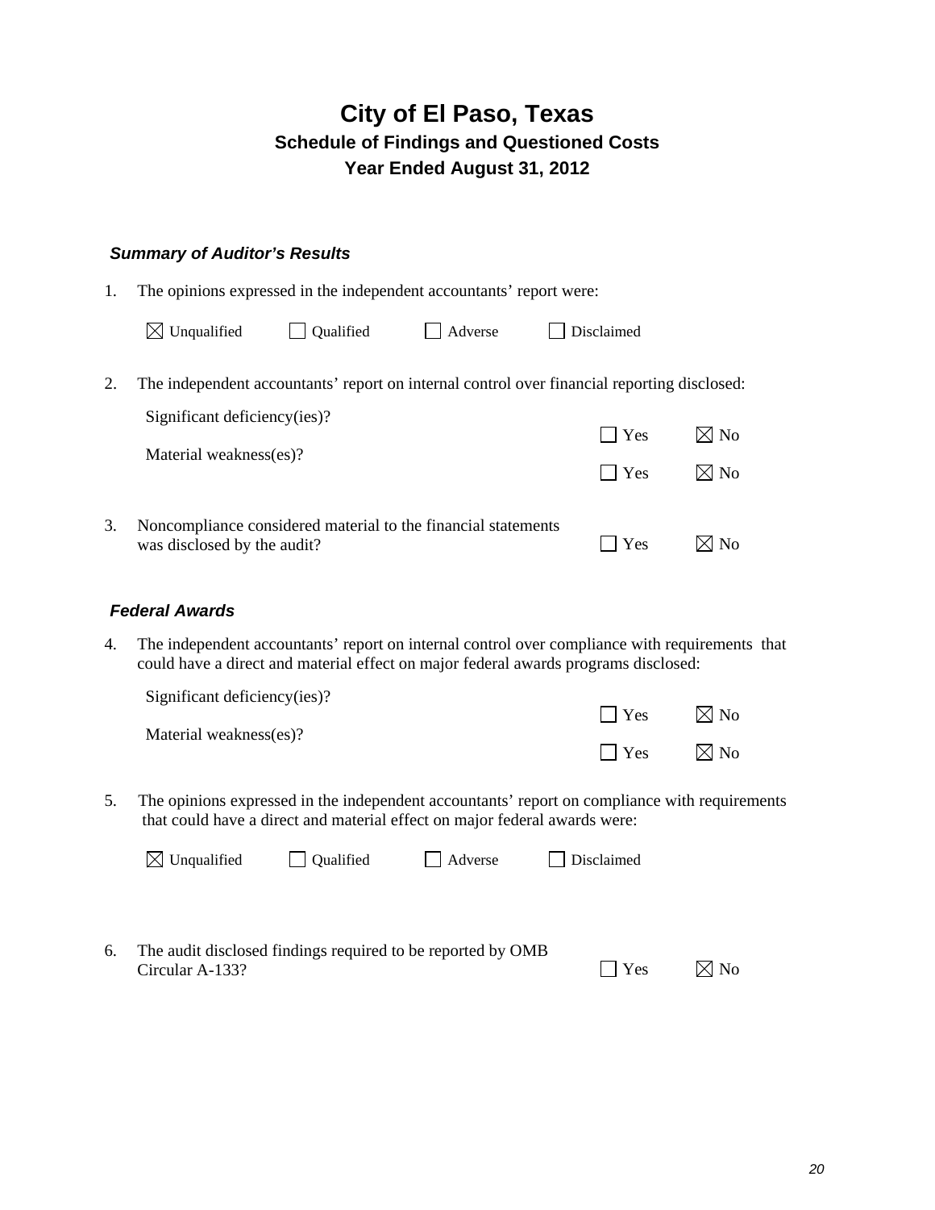# City of El Paso, Texas

## Schedule of Findings and Questioned Costs

## Year Ended August 31, 2012

### *Summary of Auditor's Results*

1. The opinions expressed in the independent accountants' report were:

   ☒ Unqualified ☐ Qualified ☐ Adverse ☐ Disclaimed

2. The independent accountants' report on internal control over financial reporting disclosed:

   | | | |
   |---|---|---|
   | Significant deficiency(ies)? | ☐ Yes | ☒ No |
   | Material weakness(es)? | ☐ Yes | ☒ No |

3. Noncompliance considered material to the financial statements was disclosed by the audit? ☐ Yes ☒ No

### *Federal Awards*

4. The independent accountants' report on internal control over compliance with requirements that could have a direct and material effect on major federal awards programs disclosed:

   | | | |
   |---|---|---|
   | Significant deficiency(ies)? | ☐ Yes | ☒ No |
   | Material weakness(es)? | ☐ Yes | ☒ No |

5. The opinions expressed in the independent accountants' report on compliance with requirements that could have a direct and material effect on major federal awards were:

   ☒ Unqualified ☐ Qualified ☐ Adverse ☐ Disclaimed

6. The audit disclosed findings required to be reported by OMB Circular A-133? ☐ Yes ☒ No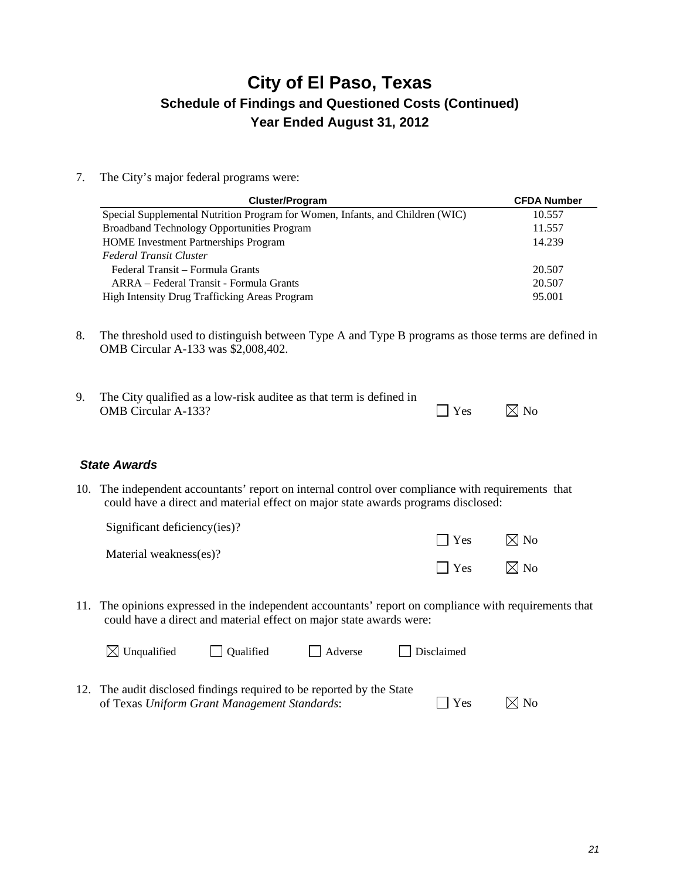# City of El Paso, Texas
## Schedule of Findings and Questioned Costs (Continued)
## Year Ended August 31, 2012

7. The City's major federal programs were:

| Cluster/Program | CFDA Number |
|---|---|
| Special Supplemental Nutrition Program for Women, Infants, and Children (WIC) | 10.557 |
| Broadband Technology Opportunities Program | 11.557 |
| HOME Investment Partnerships Program | 14.239 |
| *Federal Transit Cluster* | |
| Federal Transit – Formula Grants | 20.507 |
| ARRA – Federal Transit - Formula Grants | 20.507 |
| High Intensity Drug Trafficking Areas Program | 95.001 |

8. The threshold used to distinguish between Type A and Type B programs as those terms are defined in OMB Circular A-133 was $2,008,402.

9. The City qualified as a low-risk auditee as that term is defined in OMB Circular A-133? ☐ Yes ☒ No

### *State Awards*

10. The independent accountants' report on internal control over compliance with requirements that could have a direct and material effect on major state awards programs disclosed:

    Significant deficiency(ies)? ☐ Yes ☒ No

    Material weakness(es)? ☐ Yes ☒ No

11. The opinions expressed in the independent accountants' report on compliance with requirements that could have a direct and material effect on major state awards were:

    ☒ Unqualified ☐ Qualified ☐ Adverse ☐ Disclaimed

12. The audit disclosed findings required to be reported by the State of Texas *Uniform Grant Management Standards*: ☐ Yes ☒ No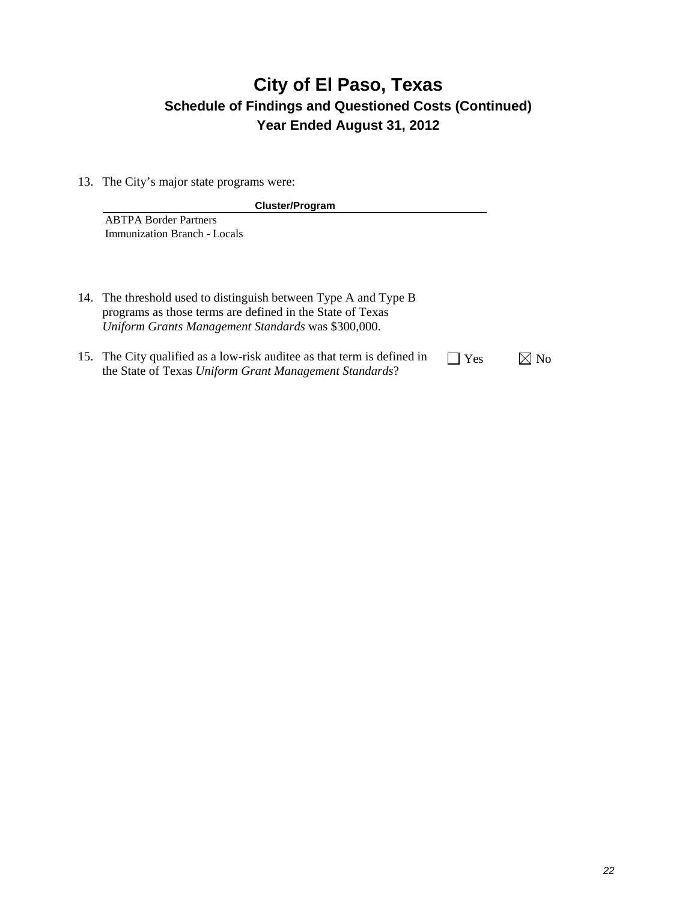# City of El Paso, Texas

## Schedule of Findings and Questioned Costs (Continued)

## Year Ended August 31, 2012

13. The City's major state programs were:

| Cluster/Program |
|---|
| ABTPA Border Partners |
| Immunization Branch - Locals |

14. The threshold used to distinguish between Type A and Type B programs as those terms are defined in the State of Texas *Uniform Grants Management Standards* was $300,000.

15. The City qualified as a low-risk auditee as that term is defined in the State of Texas *Uniform Grant Management Standards*? ☐ Yes ☒ No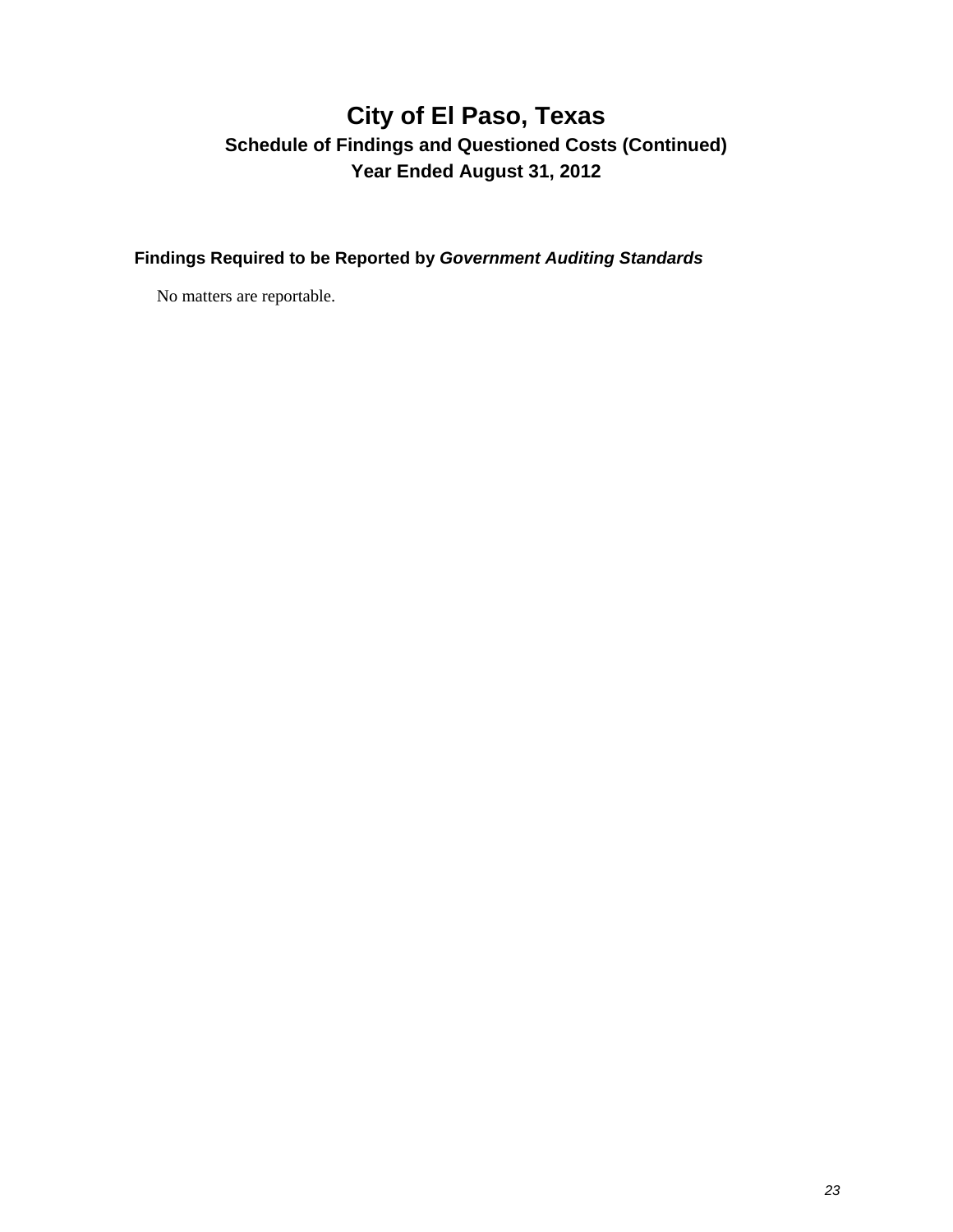# City of El Paso, Texas

## Schedule of Findings and Questioned Costs (Continued)

## Year Ended August 31, 2012

### Findings Required to be Reported by *Government Auditing Standards*

No matters are reportable.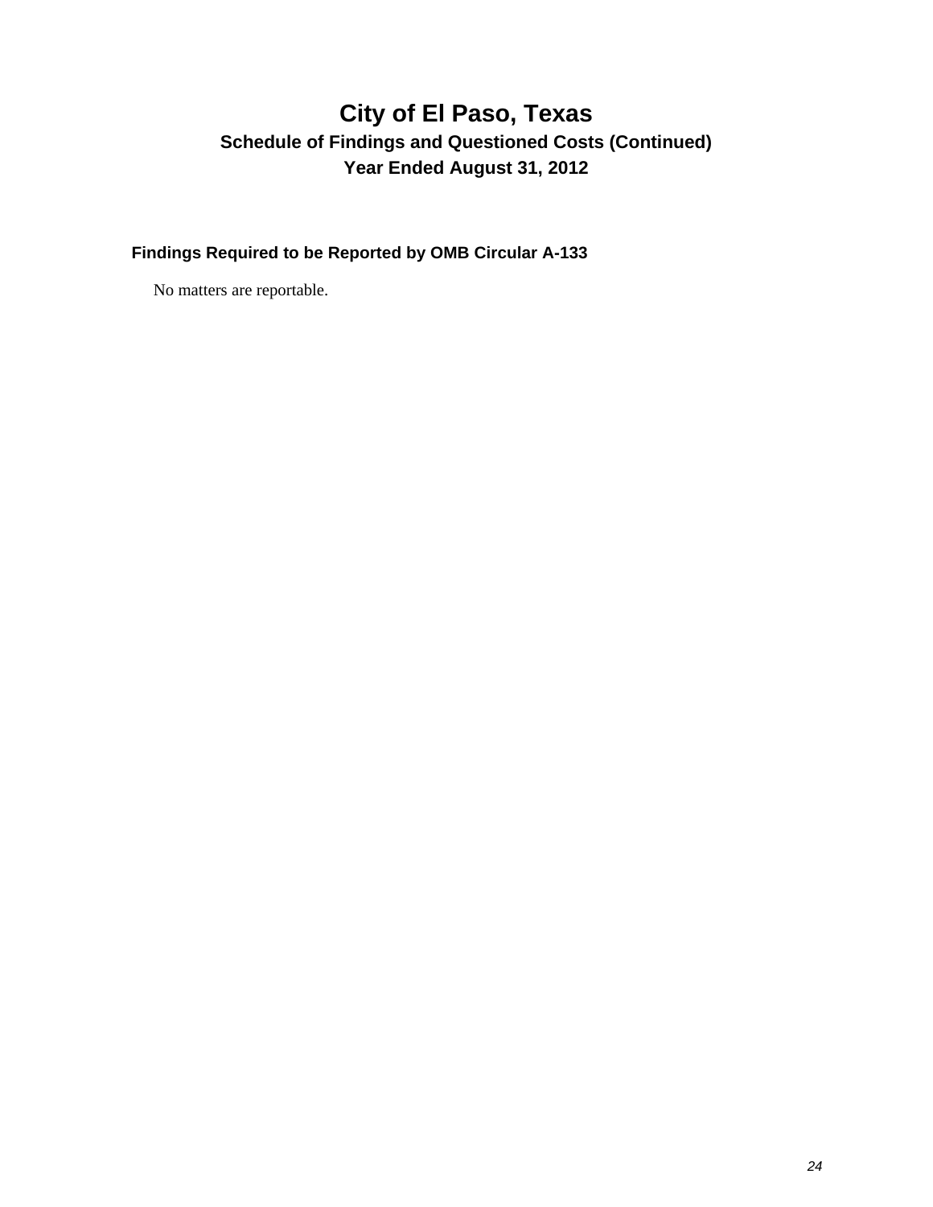# City of El Paso, Texas

## Schedule of Findings and Questioned Costs (Continued)

## Year Ended August 31, 2012

### Findings Required to be Reported by OMB Circular A-133

No matters are reportable.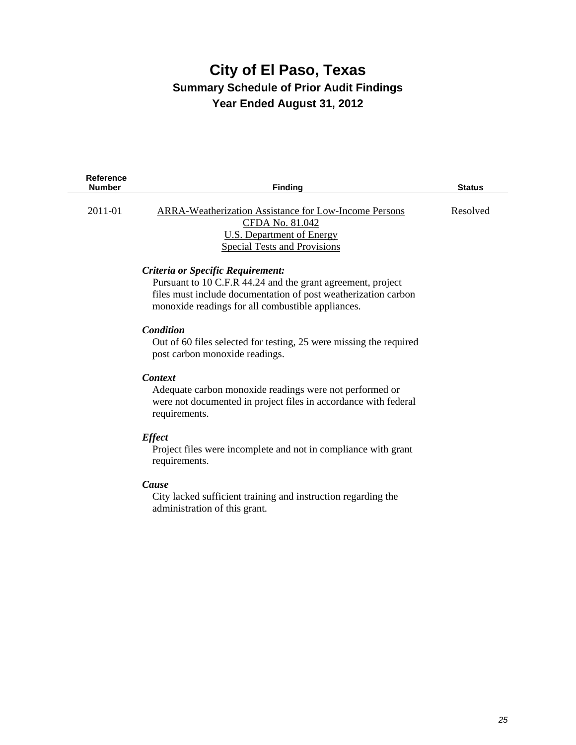# City of El Paso, Texas

## Summary Schedule of Prior Audit Findings

## Year Ended August 31, 2012

| Reference Number | Finding | Status |
|---|---|---|
| 2011-01 | ARRA-Weatherization Assistance for Low-Income Persons<br>CFDA No. 81.042<br>U.S. Department of Energy<br>Special Tests and Provisions | Resolved |

***Criteria or Specific Requirement:***
Pursuant to 10 C.F.R 44.24 and the grant agreement, project files must include documentation of post weatherization carbon monoxide readings for all combustible appliances.

***Condition***
Out of 60 files selected for testing, 25 were missing the required post carbon monoxide readings.

***Context***
Adequate carbon monoxide readings were not performed or were not documented in project files in accordance with federal requirements.

***Effect***
Project files were incomplete and not in compliance with grant requirements.

***Cause***
City lacked sufficient training and instruction regarding the administration of this grant.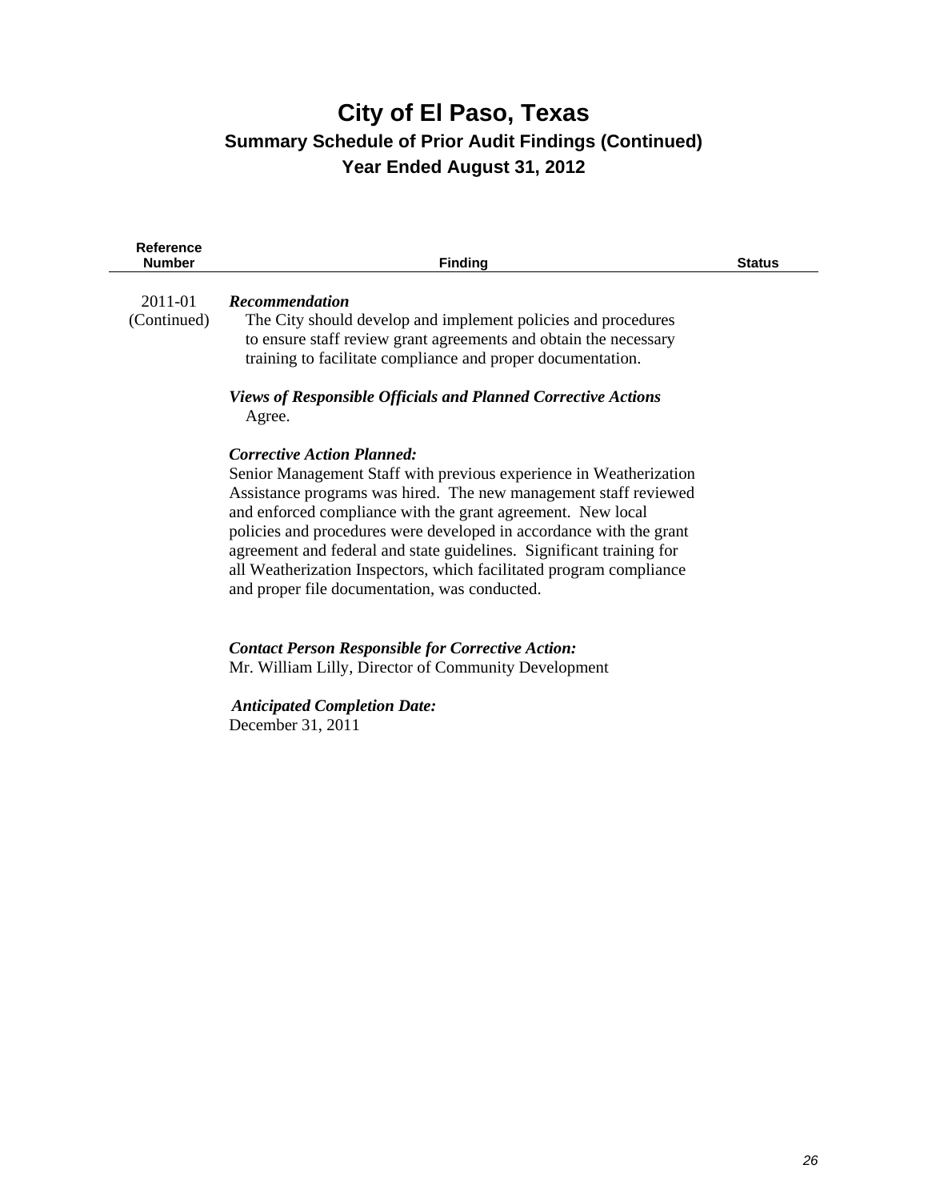# City of El Paso, Texas

## Summary Schedule of Prior Audit Findings (Continued)

## Year Ended August 31, 2012

| Reference Number | Finding | Status |
|---|---|---|
| 2011-01 (Continued) | ***Recommendation*** The City should develop and implement policies and procedures to ensure staff review grant agreements and obtain the necessary training to facilitate compliance and proper documentation. | |
| | ***Views of Responsible Officials and Planned Corrective Actions*** Agree. | |
| | ***Corrective Action Planned:*** Senior Management Staff with previous experience in Weatherization Assistance programs was hired. The new management staff reviewed and enforced compliance with the grant agreement. New local policies and procedures were developed in accordance with the grant agreement and federal and state guidelines. Significant training for all Weatherization Inspectors, which facilitated program compliance and proper file documentation, was conducted. | |
| | ***Contact Person Responsible for Corrective Action:*** Mr. William Lilly, Director of Community Development | |
| | ***Anticipated Completion Date:*** December 31, 2011 | |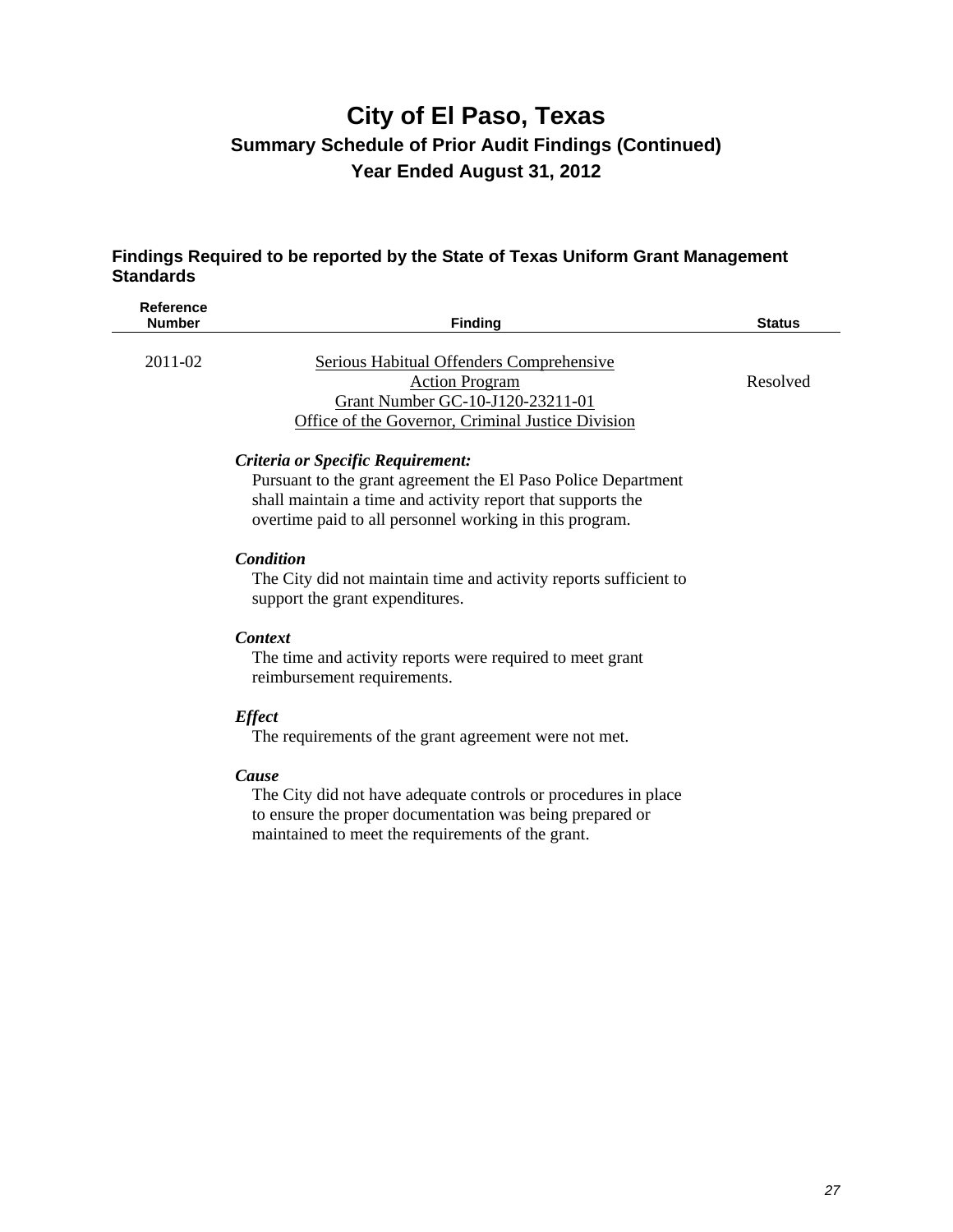# City of El Paso, Texas

## Summary Schedule of Prior Audit Findings (Continued)

## Year Ended August 31, 2012

### Findings Required to be reported by the State of Texas Uniform Grant Management Standards

| Reference Number | Finding | Status |
|---|---|---|
| 2011-02 | Serious Habitual Offenders Comprehensive Action Program<br>Grant Number GC-10-J120-23211-01<br>Office of the Governor, Criminal Justice Division | Resolved |

***Criteria or Specific Requirement:***

Pursuant to the grant agreement the El Paso Police Department shall maintain a time and activity report that supports the overtime paid to all personnel working in this program.

***Condition***

The City did not maintain time and activity reports sufficient to support the grant expenditures.

***Context***

The time and activity reports were required to meet grant reimbursement requirements.

***Effect***

The requirements of the grant agreement were not met.

***Cause***

The City did not have adequate controls or procedures in place to ensure the proper documentation was being prepared or maintained to meet the requirements of the grant.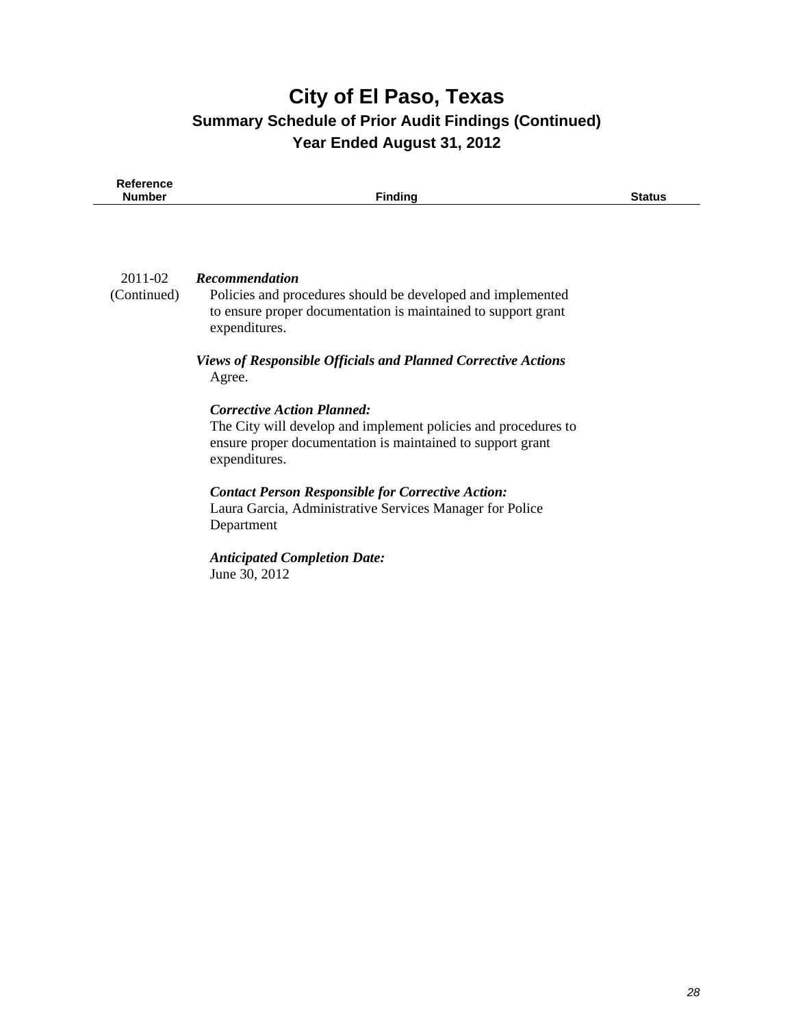# City of El Paso, Texas

## Summary Schedule of Prior Audit Findings (Continued)

## Year Ended August 31, 2012

| Reference Number | Finding | Status |
|---|---|---|
| 2011-02 (Continued) | ***Recommendation***<br>Policies and procedures should be developed and implemented to ensure proper documentation is maintained to support grant expenditures.<br><br>***Views of Responsible Officials and Planned Corrective Actions***<br>Agree.<br><br>***Corrective Action Planned:***<br>The City will develop and implement policies and procedures to ensure proper documentation is maintained to support grant expenditures.<br><br>***Contact Person Responsible for Corrective Action:***<br>Laura Garcia, Administrative Services Manager for Police Department<br><br>***Anticipated Completion Date:***<br>June 30, 2012 | |